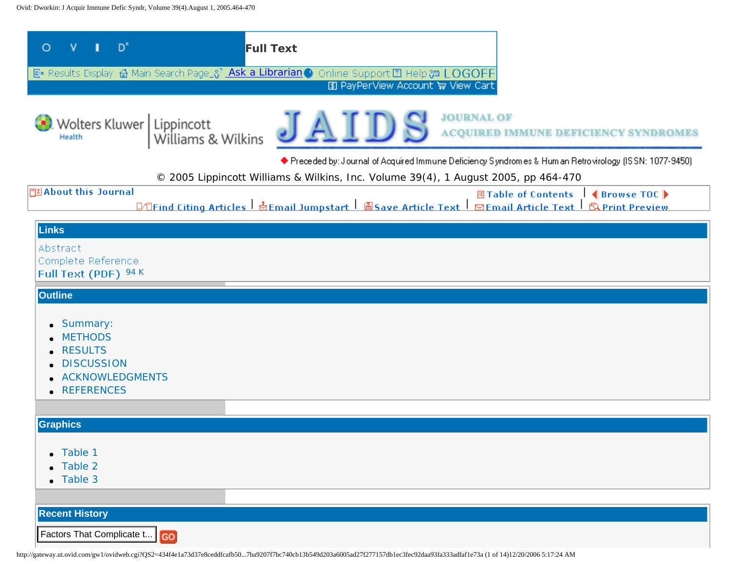**Full Text**

Results Display | Main Search Page | Ask a Librarian | Online Support | Help | LOGOFF

PayPerView Account | View Cart

Wolters Kluwer Health | Lippincott Williams & Wilkins

# JAIDS JOURNAL OF ACQUIRED IMMUNE DEFICIENCY SYNDROMES

Preceded by: Journal of Acquired Immune Deficiency Syndromes & Human Retrovirology (ISSN: 1077-9450)

© 2005 Lippincott Williams & Wilkins, Inc. Volume 39(4), 1 August 2005, pp 464-470

About this Journal | Table of Contents | Browse TOC

Find Citing Articles | Email Jumpstart | Save Article Text | Email Article Text | Print Preview

## Links

Abstract

Complete Reference

Full Text (PDF) 94 K

## Outline

- Summary:
- METHODS
- RESULTS
- DISCUSSION
- ACKNOWLEDGMENTS
- REFERENCES

## Graphics

- Table 1
- Table 2
- Table 3

## Recent History

Factors That Complicate t... GO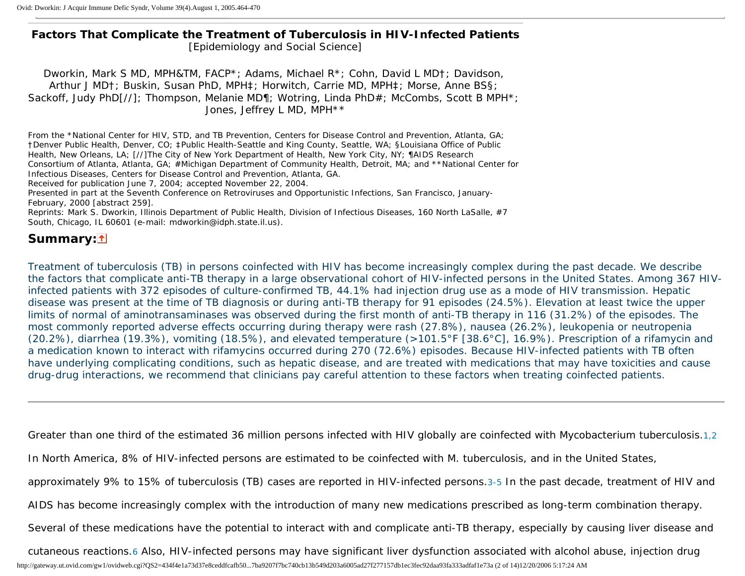# Factors That Complicate the Treatment of Tuberculosis in HIV-Infected Patients

[Epidemiology and Social Science]

Dworkin, Mark S MD, MPH&TM, FACP*; Adams, Michael R*; Cohn, David L MD†; Davidson, Arthur J MD†; Buskin, Susan PhD, MPH‡; Horwitch, Carrie MD, MPH‡; Morse, Anne BS§; Sackoff, Judy PhD[//]; Thompson, Melanie MD¶; Wotring, Linda PhD#; McCombs, Scott B MPH*; Jones, Jeffrey L MD, MPH**

From the *National Center for HIV, STD, and TB Prevention, Centers for Disease Control and Prevention, Atlanta, GA; †Denver Public Health, Denver, CO; ‡Public Health-Seattle and King County, Seattle, WA; §Louisiana Office of Public Health, New Orleans, LA; [//]The City of New York Department of Health, New York City, NY; ¶AIDS Research Consortium of Atlanta, Atlanta, GA; #Michigan Department of Community Health, Detroit, MA; and **National Center for Infectious Diseases, Centers for Disease Control and Prevention, Atlanta, GA.

Received for publication June 7, 2004; accepted November 22, 2004.

Presented in part at the Seventh Conference on Retroviruses and Opportunistic Infections, San Francisco, January-February, 2000 [abstract 259].

Reprints: Mark S. Dworkin, Illinois Department of Public Health, Division of Infectious Diseases, 160 North LaSalle, #7 South, Chicago, IL 60601 (e-mail: mdworkin@idph.state.il.us).

## Summary:

Treatment of tuberculosis (TB) in persons coinfected with HIV has become increasingly complex during the past decade. We describe the factors that complicate anti-TB therapy in a large observational cohort of HIV-infected persons in the United States. Among 367 HIV-infected patients with 372 episodes of culture-confirmed TB, 44.1% had injection drug use as a mode of HIV transmission. Hepatic disease was present at the time of TB diagnosis or during anti-TB therapy for 91 episodes (24.5%). Elevation at least twice the upper limits of normal of aminotransaminases was observed during the first month of anti-TB therapy in 116 (31.2%) of the episodes. The most commonly reported adverse effects occurring during therapy were rash (27.8%), nausea (26.2%), leukopenia or neutropenia (20.2%), diarrhea (19.3%), vomiting (18.5%), and elevated temperature (>101.5°F [38.6°C], 16.9%). Prescription of a rifamycin and a medication known to interact with rifamycins occurred during 270 (72.6%) episodes. Because HIV-infected patients with TB often have underlying complicating conditions, such as hepatic disease, and are treated with medications that may have toxicities and cause drug-drug interactions, we recommend that clinicians pay careful attention to these factors when treating coinfected patients.

---

Greater than one third of the estimated 36 million persons infected with HIV globally are coinfected with Mycobacterium tuberculosis.[1,2] In North America, 8% of HIV-infected persons are estimated to be coinfected with M. tuberculosis, and in the United States, approximately 9% to 15% of tuberculosis (TB) cases are reported in HIV-infected persons.[3-5] In the past decade, treatment of HIV and AIDS has become increasingly complex with the introduction of many new medications prescribed as long-term combination therapy. Several of these medications have the potential to interact with and complicate anti-TB therapy, especially by causing liver disease and cutaneous reactions.[6] Also, HIV-infected persons may have significant liver dysfunction associated with alcohol abuse, injection drug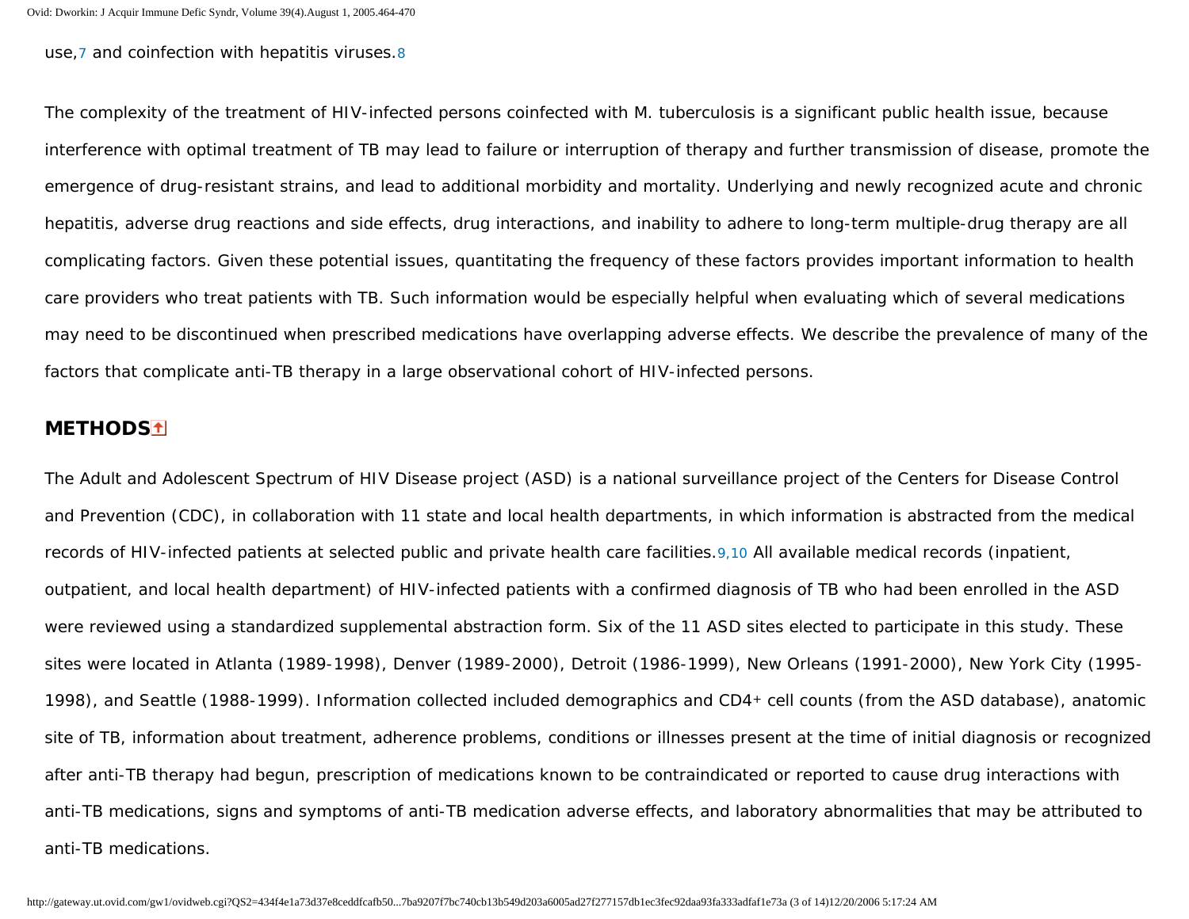use,[7] and coinfection with hepatitis viruses.[8]

The complexity of the treatment of HIV-infected persons coinfected with M. tuberculosis is a significant public health issue, because interference with optimal treatment of TB may lead to failure or interruption of therapy and further transmission of disease, promote the emergence of drug-resistant strains, and lead to additional morbidity and mortality. Underlying and newly recognized acute and chronic hepatitis, adverse drug reactions and side effects, drug interactions, and inability to adhere to long-term multiple-drug therapy are all complicating factors. Given these potential issues, quantitating the frequency of these factors provides important information to health care providers who treat patients with TB. Such information would be especially helpful when evaluating which of several medications may need to be discontinued when prescribed medications have overlapping adverse effects. We describe the prevalence of many of the factors that complicate anti-TB therapy in a large observational cohort of HIV-infected persons.

## METHODS

The Adult and Adolescent Spectrum of HIV Disease project (ASD) is a national surveillance project of the Centers for Disease Control and Prevention (CDC), in collaboration with 11 state and local health departments, in which information is abstracted from the medical records of HIV-infected patients at selected public and private health care facilities.[9,10] All available medical records (inpatient, outpatient, and local health department) of HIV-infected patients with a confirmed diagnosis of TB who had been enrolled in the ASD were reviewed using a standardized supplemental abstraction form. Six of the 11 ASD sites elected to participate in this study. These sites were located in Atlanta (1989-1998), Denver (1989-2000), Detroit (1986-1999), New Orleans (1991-2000), New York City (1995-1998), and Seattle (1988-1999). Information collected included demographics and CD4+ cell counts (from the ASD database), anatomic site of TB, information about treatment, adherence problems, conditions or illnesses present at the time of initial diagnosis or recognized after anti-TB therapy had begun, prescription of medications known to be contraindicated or reported to cause drug interactions with anti-TB medications, signs and symptoms of anti-TB medication adverse effects, and laboratory abnormalities that may be attributed to anti-TB medications.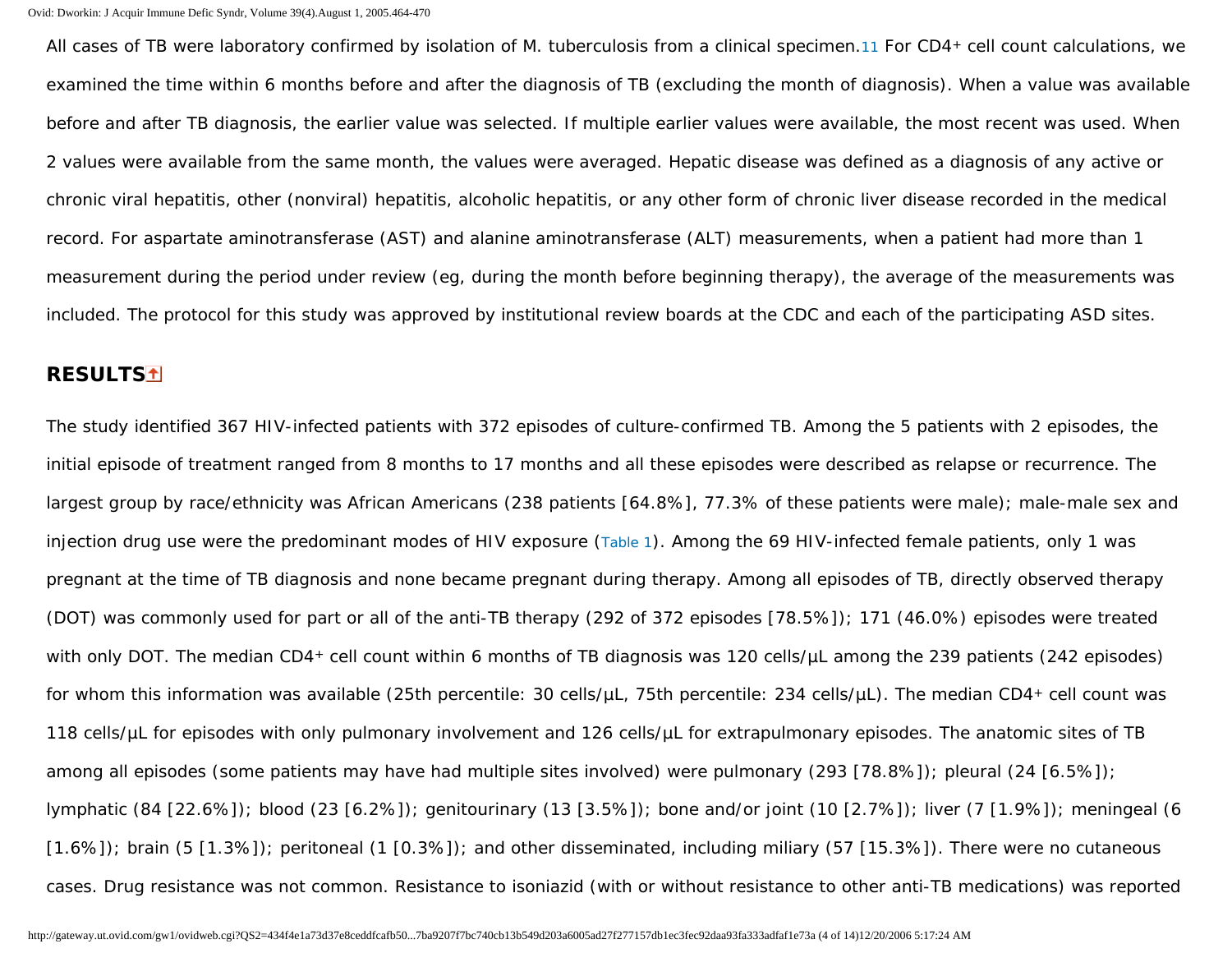All cases of TB were laboratory confirmed by isolation of M. tuberculosis from a clinical specimen.[11] For CD4+ cell count calculations, we examined the time within 6 months before and after the diagnosis of TB (excluding the month of diagnosis). When a value was available before and after TB diagnosis, the earlier value was selected. If multiple earlier values were available, the most recent was used. When 2 values were available from the same month, the values were averaged. Hepatic disease was defined as a diagnosis of any active or chronic viral hepatitis, other (nonviral) hepatitis, alcoholic hepatitis, or any other form of chronic liver disease recorded in the medical record. For aspartate aminotransferase (AST) and alanine aminotransferase (ALT) measurements, when a patient had more than 1 measurement during the period under review (eg, during the month before beginning therapy), the average of the measurements was included. The protocol for this study was approved by institutional review boards at the CDC and each of the participating ASD sites.

## RESULTS

The study identified 367 HIV-infected patients with 372 episodes of culture-confirmed TB. Among the 5 patients with 2 episodes, the initial episode of treatment ranged from 8 months to 17 months and all these episodes were described as relapse or recurrence. The largest group by race/ethnicity was African Americans (238 patients [64.8%], 77.3% of these patients were male); male-male sex and injection drug use were the predominant modes of HIV exposure (Table 1). Among the 69 HIV-infected female patients, only 1 was pregnant at the time of TB diagnosis and none became pregnant during therapy. Among all episodes of TB, directly observed therapy (DOT) was commonly used for part or all of the anti-TB therapy (292 of 372 episodes [78.5%]); 171 (46.0%) episodes were treated with only DOT. The median CD4+ cell count within 6 months of TB diagnosis was 120 cells/µL among the 239 patients (242 episodes) for whom this information was available (25th percentile: 30 cells/µL, 75th percentile: 234 cells/µL). The median CD4+ cell count was 118 cells/µL for episodes with only pulmonary involvement and 126 cells/µL for extrapulmonary episodes. The anatomic sites of TB among all episodes (some patients may have had multiple sites involved) were pulmonary (293 [78.8%]); pleural (24 [6.5%]); lymphatic (84 [22.6%]); blood (23 [6.2%]); genitourinary (13 [3.5%]); bone and/or joint (10 [2.7%]); liver (7 [1.9%]); meningeal (6 [1.6%]); brain (5 [1.3%]); peritoneal (1 [0.3%]); and other disseminated, including miliary (57 [15.3%]). There were no cutaneous cases. Drug resistance was not common. Resistance to isoniazid (with or without resistance to other anti-TB medications) was reported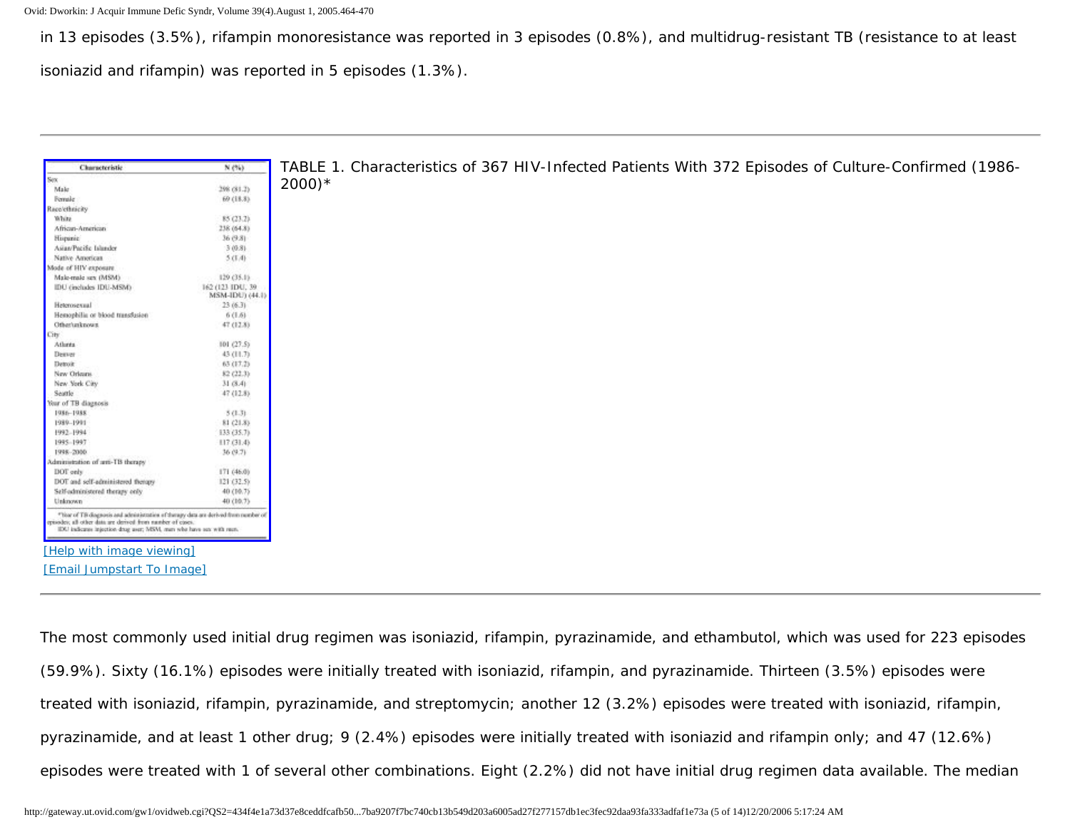in 13 episodes (3.5%), rifampin monoresistance was reported in 3 episodes (0.8%), and multidrug-resistant TB (resistance to at least isoniazid and rifampin) was reported in 5 episodes (1.3%).

TABLE 1. Characteristics of 367 HIV-Infected Patients With 372 Episodes of Culture-Confirmed (1986-2000)*

| Characteristic | N (%) |
|---|---|
| Sex | |
| Male | 298 (81.2) |
| Female | 69 (18.8) |
| Race/ethnicity | |
| White | 85 (23.2) |
| African-American | 238 (64.8) |
| Hispanic | 36 (9.8) |
| Asian/Pacific Islander | 3 (0.8) |
| Native American | 5 (1.4) |
| Mode of HIV exposure | |
| Male-male sex (MSM) | 129 (35.1) |
| IDU (includes IDU-MSM) | 162 (123 IDU, 39 MSM-IDU) (44.1) |
| Heterosexual | 23 (6.3) |
| Hemophilia or blood transfusion | 6 (1.6) |
| Other/unknown | 47 (12.8) |
| City | |
| Atlanta | 101 (27.5) |
| Denver | 43 (11.7) |
| Detroit | 63 (17.2) |
| New Orleans | 82 (22.3) |
| New York City | 31 (8.4) |
| Seattle | 47 (12.8) |
| Year of TB diagnosis | |
| 1986–1988 | 5 (1.3) |
| 1989–1991 | 81 (21.8) |
| 1992–1994 | 133 (35.7) |
| 1995–1997 | 117 (31.4) |
| 1998–2000 | 36 (9.7) |
| Administration of anti-TB therapy | |
| DOT only | 171 (46.0) |
| DOT and self-administered therapy | 121 (32.5) |
| Self-administered therapy only | 40 (10.7) |
| Unknown | 40 (10.7) |

*Year of TB diagnosis and administration of therapy data are derived from number of episodes; all other data are derived from number of cases.
IDU indicates injection drug user; MSM, men who have sex with men.

The most commonly used initial drug regimen was isoniazid, rifampin, pyrazinamide, and ethambutol, which was used for 223 episodes (59.9%). Sixty (16.1%) episodes were initially treated with isoniazid, rifampin, and pyrazinamide. Thirteen (3.5%) episodes were treated with isoniazid, rifampin, pyrazinamide, and streptomycin; another 12 (3.2%) episodes were treated with isoniazid, rifampin, pyrazinamide, and at least 1 other drug; 9 (2.4%) episodes were initially treated with isoniazid and rifampin only; and 47 (12.6%) episodes were treated with 1 of several other combinations. Eight (2.2%) did not have initial drug regimen data available. The median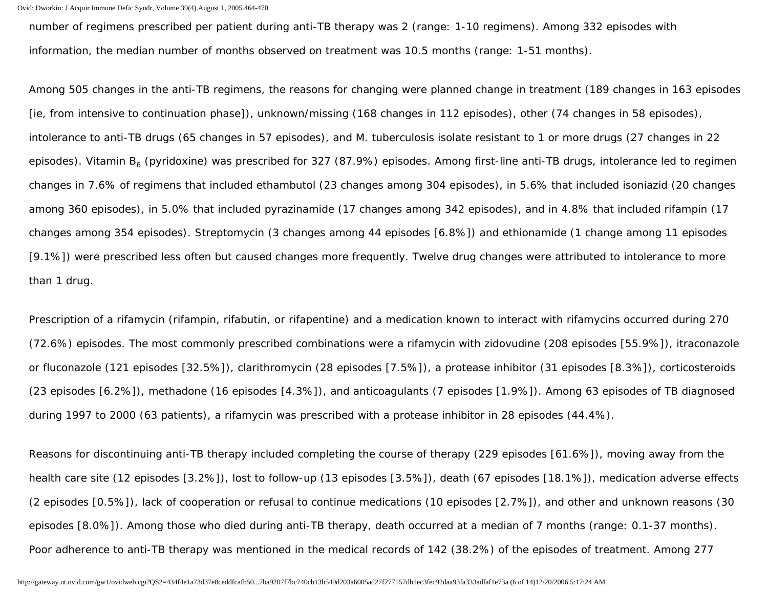number of regimens prescribed per patient during anti-TB therapy was 2 (range: 1-10 regimens). Among 332 episodes with information, the median number of months observed on treatment was 10.5 months (range: 1-51 months).

Among 505 changes in the anti-TB regimens, the reasons for changing were planned change in treatment (189 changes in 163 episodes [ie, from intensive to continuation phase]), unknown/missing (168 changes in 112 episodes), other (74 changes in 58 episodes), intolerance to anti-TB drugs (65 changes in 57 episodes), and M. tuberculosis isolate resistant to 1 or more drugs (27 changes in 22 episodes). Vitamin $B_6$ (pyridoxine) was prescribed for 327 (87.9%) episodes. Among first-line anti-TB drugs, intolerance led to regimen changes in 7.6% of regimens that included ethambutol (23 changes among 304 episodes), in 5.6% that included isoniazid (20 changes among 360 episodes), in 5.0% that included pyrazinamide (17 changes among 342 episodes), and in 4.8% that included rifampin (17 changes among 354 episodes). Streptomycin (3 changes among 44 episodes [6.8%]) and ethionamide (1 change among 11 episodes [9.1%]) were prescribed less often but caused changes more frequently. Twelve drug changes were attributed to intolerance to more than 1 drug.

Prescription of a rifamycin (rifampin, rifabutin, or rifapentine) and a medication known to interact with rifamycins occurred during 270 (72.6%) episodes. The most commonly prescribed combinations were a rifamycin with zidovudine (208 episodes [55.9%]), itraconazole or fluconazole (121 episodes [32.5%]), clarithromycin (28 episodes [7.5%]), a protease inhibitor (31 episodes [8.3%]), corticosteroids (23 episodes [6.2%]), methadone (16 episodes [4.3%]), and anticoagulants (7 episodes [1.9%]). Among 63 episodes of TB diagnosed during 1997 to 2000 (63 patients), a rifamycin was prescribed with a protease inhibitor in 28 episodes (44.4%).

Reasons for discontinuing anti-TB therapy included completing the course of therapy (229 episodes [61.6%]), moving away from the health care site (12 episodes [3.2%]), lost to follow-up (13 episodes [3.5%]), death (67 episodes [18.1%]), medication adverse effects (2 episodes [0.5%]), lack of cooperation or refusal to continue medications (10 episodes [2.7%]), and other and unknown reasons (30 episodes [8.0%]). Among those who died during anti-TB therapy, death occurred at a median of 7 months (range: 0.1-37 months). Poor adherence to anti-TB therapy was mentioned in the medical records of 142 (38.2%) of the episodes of treatment. Among 277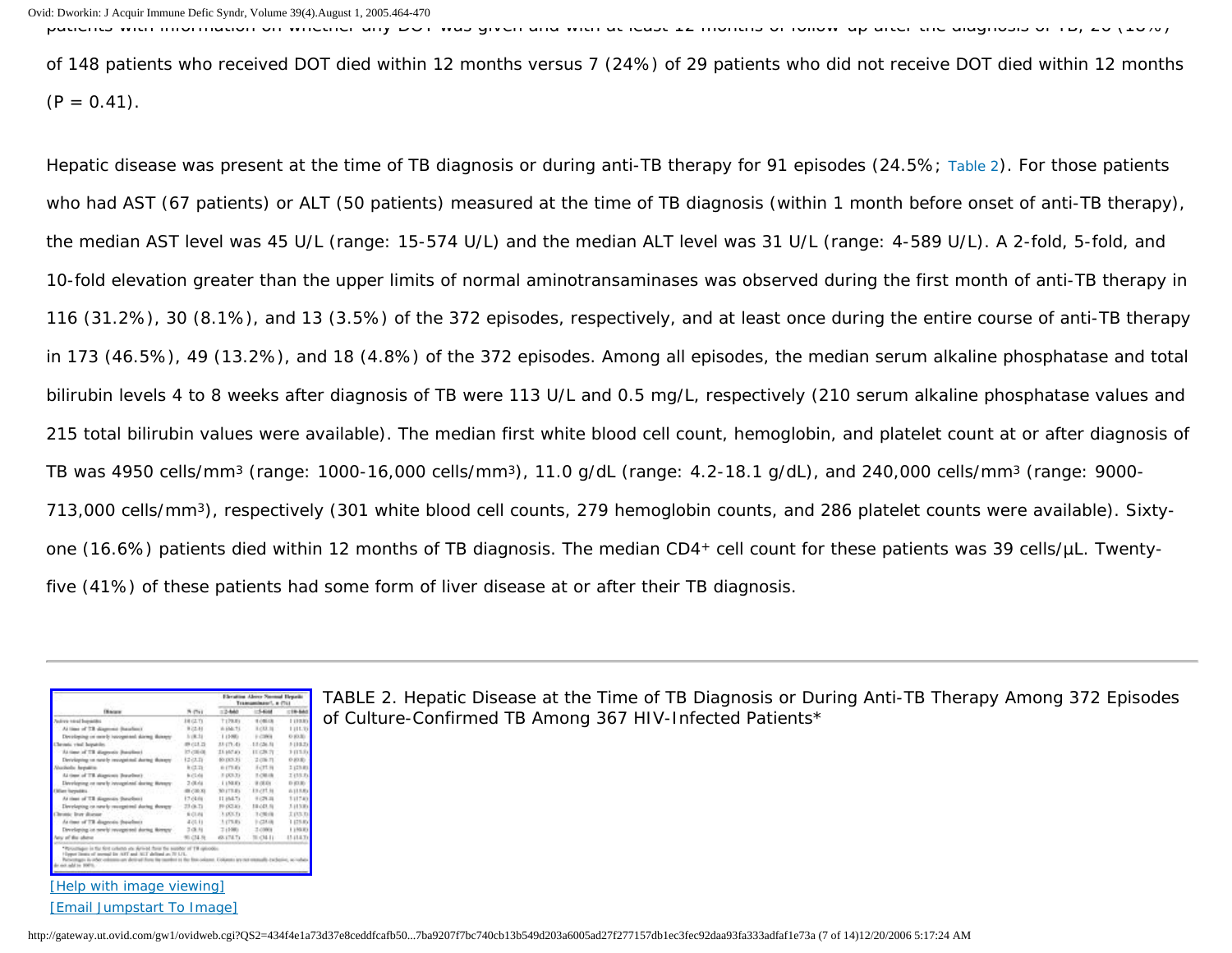of 148 patients who received DOT died within 12 months versus 7 (24%) of 29 patients who did not receive DOT died within 12 months ($P = 0.41$).

Hepatic disease was present at the time of TB diagnosis or during anti-TB therapy for 91 episodes (24.5%; Table 2). For those patients who had AST (67 patients) or ALT (50 patients) measured at the time of TB diagnosis (within 1 month before onset of anti-TB therapy), the median AST level was 45 U/L (range: 15-574 U/L) and the median ALT level was 31 U/L (range: 4-589 U/L). A 2-fold, 5-fold, and 10-fold elevation greater than the upper limits of normal aminotransaminases was observed during the first month of anti-TB therapy in 116 (31.2%), 30 (8.1%), and 13 (3.5%) of the 372 episodes, respectively, and at least once during the entire course of anti-TB therapy in 173 (46.5%), 49 (13.2%), and 18 (4.8%) of the 372 episodes. Among all episodes, the median serum alkaline phosphatase and total bilirubin levels 4 to 8 weeks after diagnosis of TB were 113 U/L and 0.5 mg/L, respectively (210 serum alkaline phosphatase values and 215 total bilirubin values were available). The median first white blood cell count, hemoglobin, and platelet count at or after diagnosis of TB was 4950 cells/mm$^3$ (range: 1000-16,000 cells/mm$^3$), 11.0 g/dL (range: 4.2-18.1 g/dL), and 240,000 cells/mm$^3$ (range: 9000-713,000 cells/mm$^3$), respectively (301 white blood cell counts, 279 hemoglobin counts, and 286 platelet counts were available). Sixty-one (16.6%) patients died within 12 months of TB diagnosis. The median CD4$^+$ cell count for these patients was 39 cells/µL. Twenty-five (41%) of these patients had some form of liver disease at or after their TB diagnosis.

TABLE 2. Hepatic Disease at the Time of TB Diagnosis or During Anti-TB Therapy Among 372 Episodes of Culture-Confirmed TB Among 367 HIV-Infected Patients*

[Help with image viewing]
[Email Jumpstart To Image]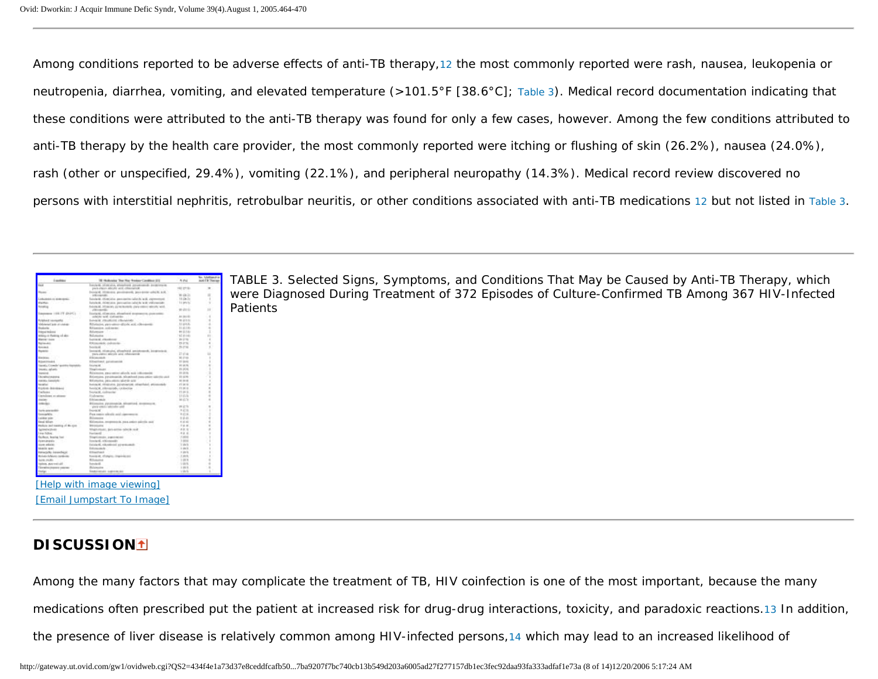Among conditions reported to be adverse effects of anti-TB therapy,[12] the most commonly reported were rash, nausea, leukopenia or neutropenia, diarrhea, vomiting, and elevated temperature (>101.5°F [38.6°C]; Table 3). Medical record documentation indicating that these conditions were attributed to the anti-TB therapy was found for only a few cases, however. Among the few conditions attributed to anti-TB therapy by the health care provider, the most commonly reported were itching or flushing of skin (26.2%), nausea (24.0%), rash (other or unspecified, 29.4%), vomiting (22.1%), and peripheral neuropathy (14.3%). Medical record review discovered no persons with interstitial nephritis, retrobulbar neuritis, or other conditions associated with anti-TB medications [12] but not listed in Table 3.

TABLE 3. Selected Signs, Symptoms, and Conditions That May be Caused by Anti-TB Therapy, which were Diagnosed During Treatment of 372 Episodes of Culture-Confirmed TB Among 367 HIV-Infected Patients

[Help with image viewing]
[Email Jumpstart To Image]

## DISCUSSION

Among the many factors that may complicate the treatment of TB, HIV coinfection is one of the most important, because the many medications often prescribed put the patient at increased risk for drug-drug interactions, toxicity, and paradoxic reactions.[13] In addition, the presence of liver disease is relatively common among HIV-infected persons,[14] which may lead to an increased likelihood of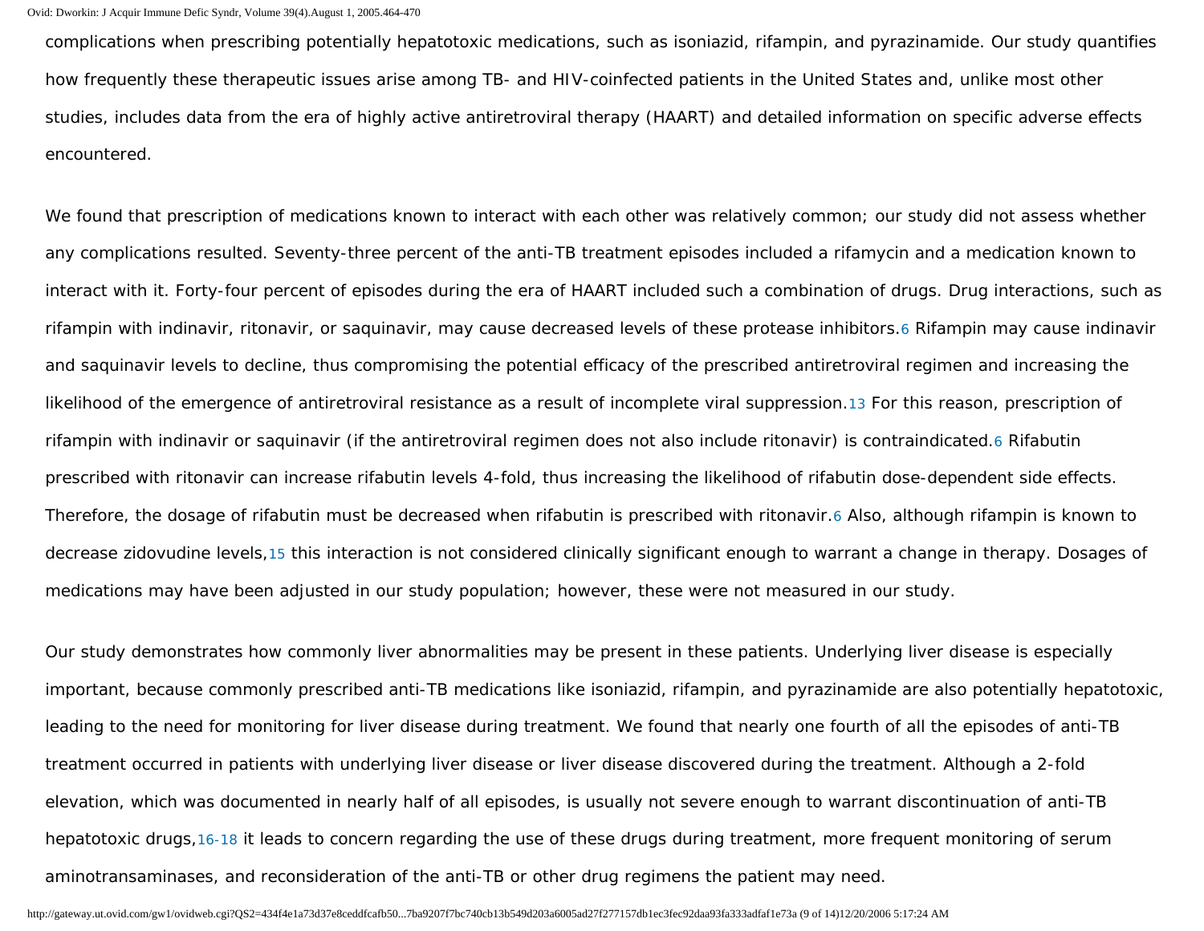complications when prescribing potentially hepatotoxic medications, such as isoniazid, rifampin, and pyrazinamide. Our study quantifies how frequently these therapeutic issues arise among TB- and HIV-coinfected patients in the United States and, unlike most other studies, includes data from the era of highly active antiretroviral therapy (HAART) and detailed information on specific adverse effects encountered.

We found that prescription of medications known to interact with each other was relatively common; our study did not assess whether any complications resulted. Seventy-three percent of the anti-TB treatment episodes included a rifamycin and a medication known to interact with it. Forty-four percent of episodes during the era of HAART included such a combination of drugs. Drug interactions, such as rifampin with indinavir, ritonavir, or saquinavir, may cause decreased levels of these protease inhibitors.[6] Rifampin may cause indinavir and saquinavir levels to decline, thus compromising the potential efficacy of the prescribed antiretroviral regimen and increasing the likelihood of the emergence of antiretroviral resistance as a result of incomplete viral suppression.[13] For this reason, prescription of rifampin with indinavir or saquinavir (if the antiretroviral regimen does not also include ritonavir) is contraindicated.[6] Rifabutin prescribed with ritonavir can increase rifabutin levels 4-fold, thus increasing the likelihood of rifabutin dose-dependent side effects. Therefore, the dosage of rifabutin must be decreased when rifabutin is prescribed with ritonavir.[6] Also, although rifampin is known to decrease zidovudine levels,[15] this interaction is not considered clinically significant enough to warrant a change in therapy. Dosages of medications may have been adjusted in our study population; however, these were not measured in our study.

Our study demonstrates how commonly liver abnormalities may be present in these patients. Underlying liver disease is especially important, because commonly prescribed anti-TB medications like isoniazid, rifampin, and pyrazinamide are also potentially hepatotoxic, leading to the need for monitoring for liver disease during treatment. We found that nearly one fourth of all the episodes of anti-TB treatment occurred in patients with underlying liver disease or liver disease discovered during the treatment. Although a 2-fold elevation, which was documented in nearly half of all episodes, is usually not severe enough to warrant discontinuation of anti-TB hepatotoxic drugs,[16-18] it leads to concern regarding the use of these drugs during treatment, more frequent monitoring of serum aminotransaminases, and reconsideration of the anti-TB or other drug regimens the patient may need.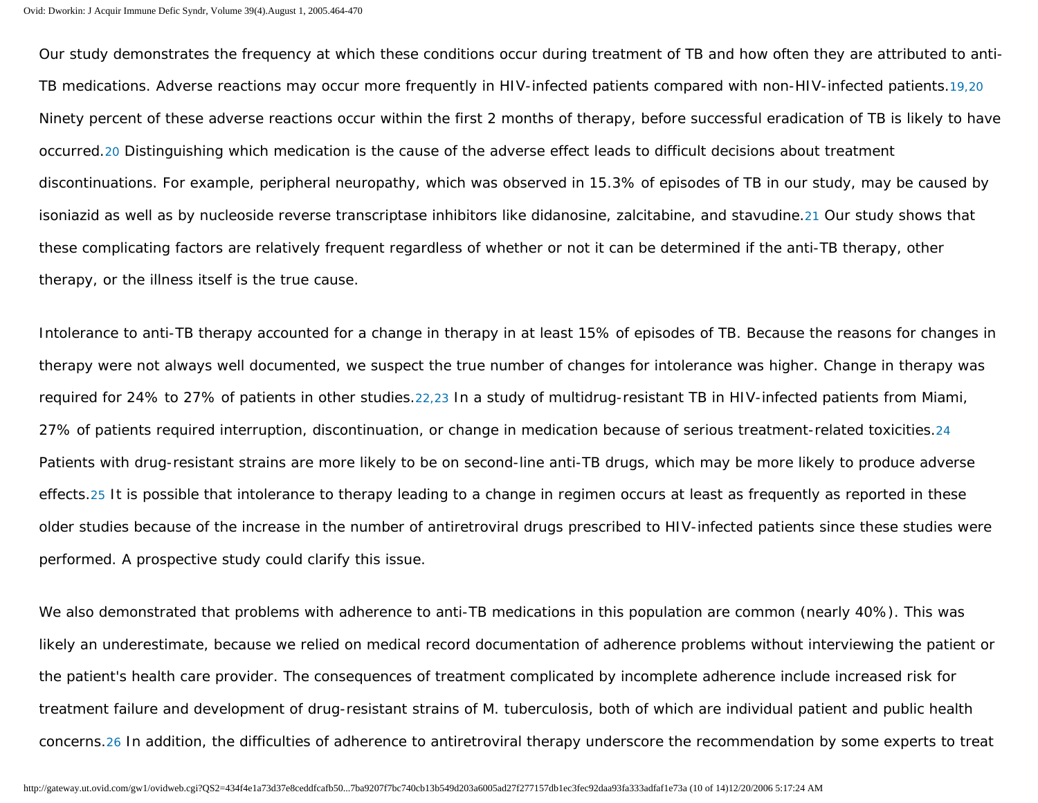Our study demonstrates the frequency at which these conditions occur during treatment of TB and how often they are attributed to anti-TB medications. Adverse reactions may occur more frequently in HIV-infected patients compared with non-HIV-infected patients.[19,20] Ninety percent of these adverse reactions occur within the first 2 months of therapy, before successful eradication of TB is likely to have occurred.[20] Distinguishing which medication is the cause of the adverse effect leads to difficult decisions about treatment discontinuations. For example, peripheral neuropathy, which was observed in 15.3% of episodes of TB in our study, may be caused by isoniazid as well as by nucleoside reverse transcriptase inhibitors like didanosine, zalcitabine, and stavudine.[21] Our study shows that these complicating factors are relatively frequent regardless of whether or not it can be determined if the anti-TB therapy, other therapy, or the illness itself is the true cause.

Intolerance to anti-TB therapy accounted for a change in therapy in at least 15% of episodes of TB. Because the reasons for changes in therapy were not always well documented, we suspect the true number of changes for intolerance was higher. Change in therapy was required for 24% to 27% of patients in other studies.[22,23] In a study of multidrug-resistant TB in HIV-infected patients from Miami, 27% of patients required interruption, discontinuation, or change in medication because of serious treatment-related toxicities.[24] Patients with drug-resistant strains are more likely to be on second-line anti-TB drugs, which may be more likely to produce adverse effects.[25] It is possible that intolerance to therapy leading to a change in regimen occurs at least as frequently as reported in these older studies because of the increase in the number of antiretroviral drugs prescribed to HIV-infected patients since these studies were performed. A prospective study could clarify this issue.

We also demonstrated that problems with adherence to anti-TB medications in this population are common (nearly 40%). This was likely an underestimate, because we relied on medical record documentation of adherence problems without interviewing the patient or the patient's health care provider. The consequences of treatment complicated by incomplete adherence include increased risk for treatment failure and development of drug-resistant strains of M. tuberculosis, both of which are individual patient and public health concerns.[26] In addition, the difficulties of adherence to antiretroviral therapy underscore the recommendation by some experts to treat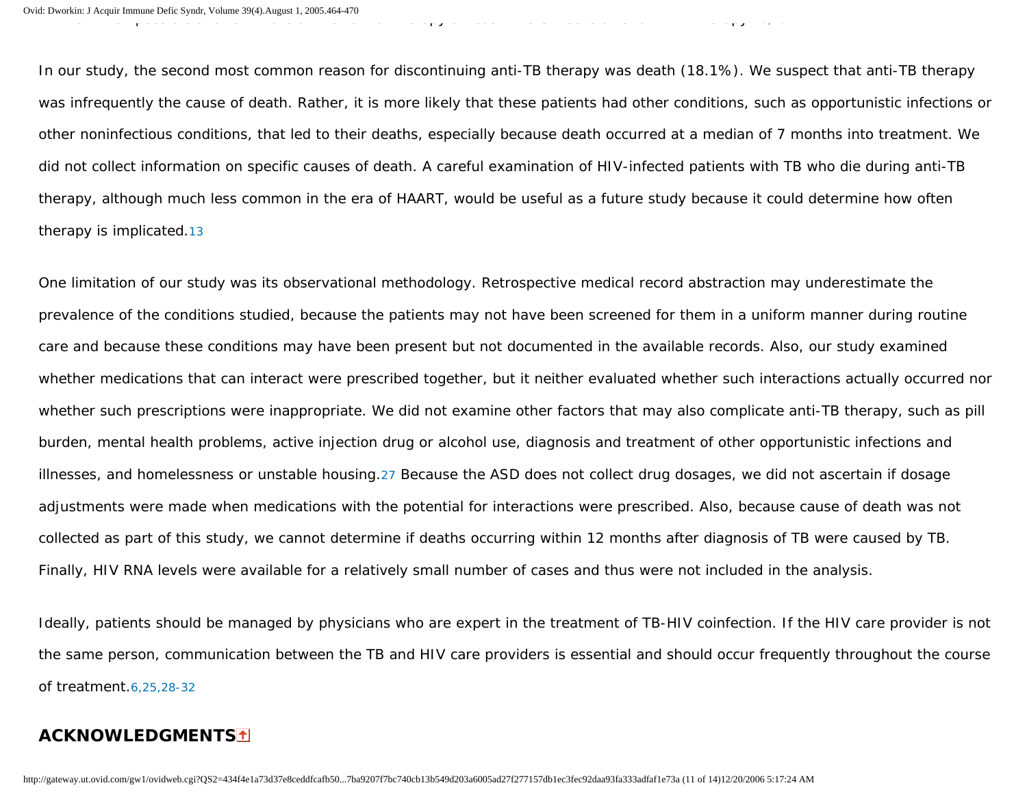In our study, the second most common reason for discontinuing anti-TB therapy was death (18.1%). We suspect that anti-TB therapy was infrequently the cause of death. Rather, it is more likely that these patients had other conditions, such as opportunistic infections or other noninfectious conditions, that led to their deaths, especially because death occurred at a median of 7 months into treatment. We did not collect information on specific causes of death. A careful examination of HIV-infected patients with TB who die during anti-TB therapy, although much less common in the era of HAART, would be useful as a future study because it could determine how often therapy is implicated.[13]

One limitation of our study was its observational methodology. Retrospective medical record abstraction may underestimate the prevalence of the conditions studied, because the patients may not have been screened for them in a uniform manner during routine care and because these conditions may have been present but not documented in the available records. Also, our study examined whether medications that can interact were prescribed together, but it neither evaluated whether such interactions actually occurred nor whether such prescriptions were inappropriate. We did not examine other factors that may also complicate anti-TB therapy, such as pill burden, mental health problems, active injection drug or alcohol use, diagnosis and treatment of other opportunistic infections and illnesses, and homelessness or unstable housing.[27] Because the ASD does not collect drug dosages, we did not ascertain if dosage adjustments were made when medications with the potential for interactions were prescribed. Also, because cause of death was not collected as part of this study, we cannot determine if deaths occurring within 12 months after diagnosis of TB were caused by TB. Finally, HIV RNA levels were available for a relatively small number of cases and thus were not included in the analysis.

Ideally, patients should be managed by physicians who are expert in the treatment of TB-HIV coinfection. If the HIV care provider is not the same person, communication between the TB and HIV care providers is essential and should occur frequently throughout the course of treatment.[6,25,28-32]

## ACKNOWLEDGMENTS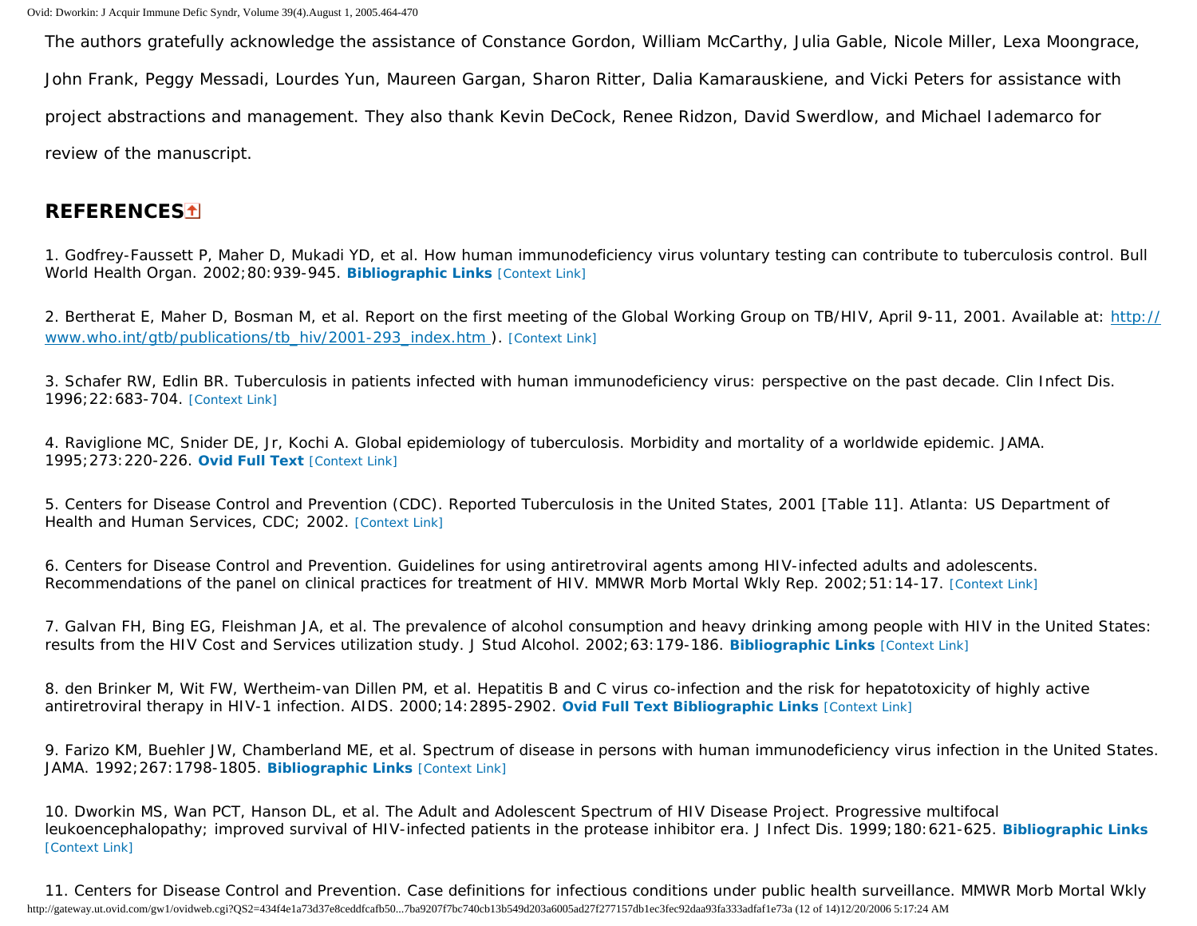The authors gratefully acknowledge the assistance of Constance Gordon, William McCarthy, Julia Gable, Nicole Miller, Lexa Moongrace, John Frank, Peggy Messadi, Lourdes Yun, Maureen Gargan, Sharon Ritter, Dalia Kamarauskiene, and Vicki Peters for assistance with project abstractions and management. They also thank Kevin DeCock, Renee Ridzon, David Swerdlow, and Michael Iademarco for review of the manuscript.

## REFERENCES

1. Godfrey-Faussett P, Maher D, Mukadi YD, et al. How human immunodeficiency virus voluntary testing can contribute to tuberculosis control. Bull World Health Organ. 2002;80:939-945. **Bibliographic Links** [Context Link]

2. Bertherat E, Maher D, Bosman M, et al. Report on the first meeting of the Global Working Group on TB/HIV, April 9-11, 2001. Available at: http://www.who.int/gtb/publications/tb_hiv/2001-293_index.htm ). [Context Link]

3. Schafer RW, Edlin BR. Tuberculosis in patients infected with human immunodeficiency virus: perspective on the past decade. Clin Infect Dis. 1996;22:683-704. [Context Link]

4. Raviglione MC, Snider DE, Jr, Kochi A. Global epidemiology of tuberculosis. Morbidity and mortality of a worldwide epidemic. JAMA. 1995;273:220-226. **Ovid Full Text** [Context Link]

5. Centers for Disease Control and Prevention (CDC). Reported Tuberculosis in the United States, 2001 [Table 11]. Atlanta: US Department of Health and Human Services, CDC; 2002. [Context Link]

6. Centers for Disease Control and Prevention. Guidelines for using antiretroviral agents among HIV-infected adults and adolescents. Recommendations of the panel on clinical practices for treatment of HIV. MMWR Morb Mortal Wkly Rep. 2002;51:14-17. [Context Link]

7. Galvan FH, Bing EG, Fleishman JA, et al. The prevalence of alcohol consumption and heavy drinking among people with HIV in the United States: results from the HIV Cost and Services utilization study. J Stud Alcohol. 2002;63:179-186. **Bibliographic Links** [Context Link]

8. den Brinker M, Wit FW, Wertheim-van Dillen PM, et al. Hepatitis B and C virus co-infection and the risk for hepatotoxicity of highly active antiretroviral therapy in HIV-1 infection. AIDS. 2000;14:2895-2902. **Ovid Full Text Bibliographic Links** [Context Link]

9. Farizo KM, Buehler JW, Chamberland ME, et al. Spectrum of disease in persons with human immunodeficiency virus infection in the United States. JAMA. 1992;267:1798-1805. **Bibliographic Links** [Context Link]

10. Dworkin MS, Wan PCT, Hanson DL, et al. The Adult and Adolescent Spectrum of HIV Disease Project. Progressive multifocal leukoencephalopathy; improved survival of HIV-infected patients in the protease inhibitor era. J Infect Dis. 1999;180:621-625. **Bibliographic Links** [Context Link]

11. Centers for Disease Control and Prevention. Case definitions for infectious conditions under public health surveillance. MMWR Morb Mortal Wkly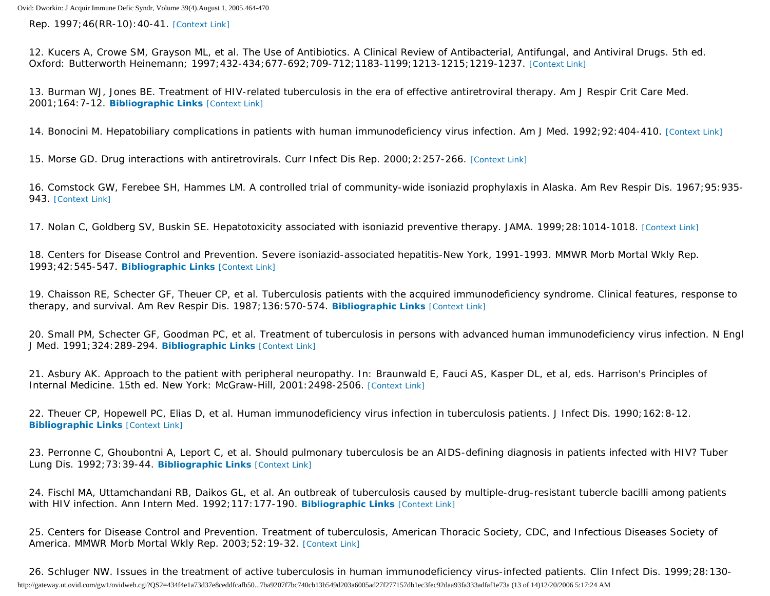Rep. 1997;46(RR-10):40-41. [Context Link]

12. Kucers A, Crowe SM, Grayson ML, et al. The Use of Antibiotics. A Clinical Review of Antibacterial, Antifungal, and Antiviral Drugs. 5th ed. Oxford: Butterworth Heinemann; 1997;432-434;677-692;709-712;1183-1199;1213-1215;1219-1237. [Context Link]

13. Burman WJ, Jones BE. Treatment of HIV-related tuberculosis in the era of effective antiretroviral therapy. Am J Respir Crit Care Med. 2001;164:7-12. **Bibliographic Links** [Context Link]

14. Bonocini M. Hepatobiliary complications in patients with human immunodeficiency virus infection. Am J Med. 1992;92:404-410. [Context Link]

15. Morse GD. Drug interactions with antiretrovirals. Curr Infect Dis Rep. 2000;2:257-266. [Context Link]

16. Comstock GW, Ferebee SH, Hammes LM. A controlled trial of community-wide isoniazid prophylaxis in Alaska. Am Rev Respir Dis. 1967;95:935-943. [Context Link]

17. Nolan C, Goldberg SV, Buskin SE. Hepatotoxicity associated with isoniazid preventive therapy. JAMA. 1999;28:1014-1018. [Context Link]

18. Centers for Disease Control and Prevention. Severe isoniazid-associated hepatitis-New York, 1991-1993. MMWR Morb Mortal Wkly Rep. 1993;42:545-547. **Bibliographic Links** [Context Link]

19. Chaisson RE, Schecter GF, Theuer CP, et al. Tuberculosis patients with the acquired immunodeficiency syndrome. Clinical features, response to therapy, and survival. Am Rev Respir Dis. 1987;136:570-574. **Bibliographic Links** [Context Link]

20. Small PM, Schecter GF, Goodman PC, et al. Treatment of tuberculosis in persons with advanced human immunodeficiency virus infection. N Engl J Med. 1991;324:289-294. **Bibliographic Links** [Context Link]

21. Asbury AK. Approach to the patient with peripheral neuropathy. In: Braunwald E, Fauci AS, Kasper DL, et al, eds. Harrison's Principles of Internal Medicine. 15th ed. New York: McGraw-Hill, 2001:2498-2506. [Context Link]

22. Theuer CP, Hopewell PC, Elias D, et al. Human immunodeficiency virus infection in tuberculosis patients. J Infect Dis. 1990;162:8-12. **Bibliographic Links** [Context Link]

23. Perronne C, Ghoubontni A, Leport C, et al. Should pulmonary tuberculosis be an AIDS-defining diagnosis in patients infected with HIV? Tuber Lung Dis. 1992;73:39-44. **Bibliographic Links** [Context Link]

24. Fischl MA, Uttamchandani RB, Daikos GL, et al. An outbreak of tuberculosis caused by multiple-drug-resistant tubercle bacilli among patients with HIV infection. Ann Intern Med. 1992;117:177-190. **Bibliographic Links** [Context Link]

25. Centers for Disease Control and Prevention. Treatment of tuberculosis, American Thoracic Society, CDC, and Infectious Diseases Society of America. MMWR Morb Mortal Wkly Rep. 2003;52:19-32. [Context Link]

26. Schluger NW. Issues in the treatment of active tuberculosis in human immunodeficiency virus-infected patients. Clin Infect Dis. 1999;28:130-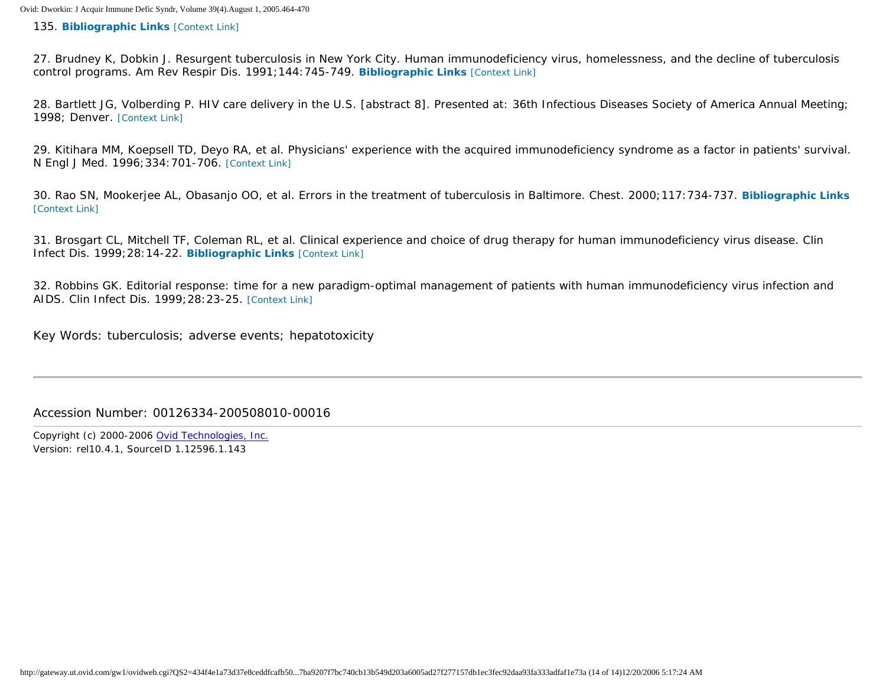135. **Bibliographic Links** [Context Link]

27. Brudney K, Dobkin J. Resurgent tuberculosis in New York City. Human immunodeficiency virus, homelessness, and the decline of tuberculosis control programs. Am Rev Respir Dis. 1991;144:745-749. **Bibliographic Links** [Context Link]

28. Bartlett JG, Volberding P. HIV care delivery in the U.S. [abstract 8]. Presented at: 36th Infectious Diseases Society of America Annual Meeting; 1998; Denver. [Context Link]

29. Kitihara MM, Koepsell TD, Deyo RA, et al. Physicians' experience with the acquired immunodeficiency syndrome as a factor in patients' survival. N Engl J Med. 1996;334:701-706. [Context Link]

30. Rao SN, Mookerjee AL, Obasanjo OO, et al. Errors in the treatment of tuberculosis in Baltimore. Chest. 2000;117:734-737. **Bibliographic Links** [Context Link]

31. Brosgart CL, Mitchell TF, Coleman RL, et al. Clinical experience and choice of drug therapy for human immunodeficiency virus disease. Clin Infect Dis. 1999;28:14-22. **Bibliographic Links** [Context Link]

32. Robbins GK. Editorial response: time for a new paradigm-optimal management of patients with human immunodeficiency virus infection and AIDS. Clin Infect Dis. 1999;28:23-25. [Context Link]

Key Words: tuberculosis; adverse events; hepatotoxicity

---

Accession Number: 00126334-200508010-00016

Copyright (c) 2000-2006 Ovid Technologies, Inc.
Version: rel10.4.1, SourceID 1.12596.1.143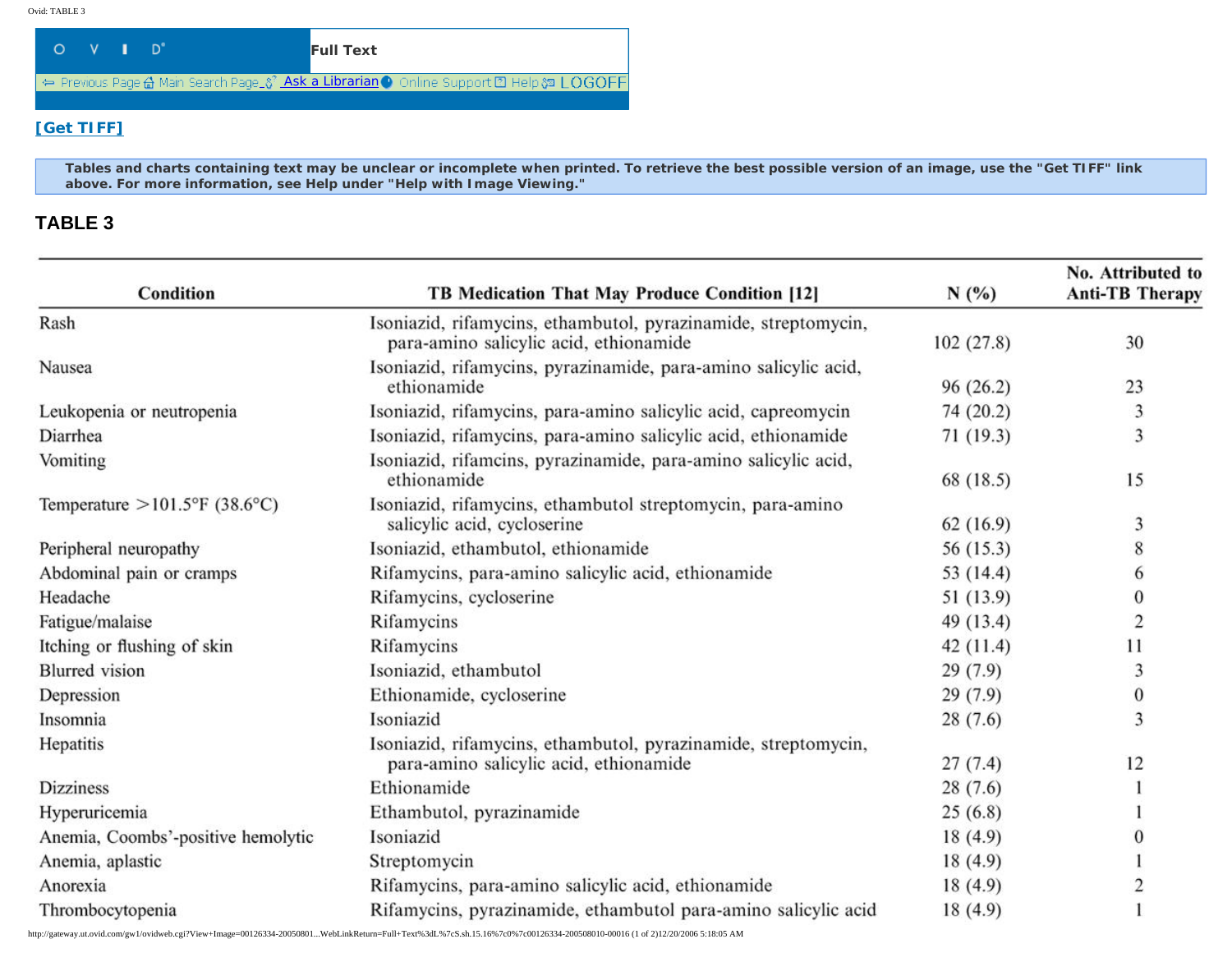## TABLE 3

| Condition | TB Medication That May Produce Condition [12] | N (%) | No. Attributed to Anti-TB Therapy |
|---|---|---|---|
| Rash | Isoniazid, rifamycins, ethambutol, pyrazinamide, streptomycin, para-amino salicylic acid, ethionamide | 102 (27.8) | 30 |
| Nausea | Isoniazid, rifamycins, pyrazinamide, para-amino salicylic acid, ethionamide | 96 (26.2) | 23 |
| Leukopenia or neutropenia | Isoniazid, rifamycins, para-amino salicylic acid, capreomycin | 74 (20.2) | 3 |
| Diarrhea | Isoniazid, rifamycins, para-amino salicylic acid, ethionamide | 71 (19.3) | 3 |
| Vomiting | Isoniazid, rifamcins, pyrazinamide, para-amino salicylic acid, ethionamide | 68 (18.5) | 15 |
| Temperature >101.5°F (38.6°C) | Isoniazid, rifamycins, ethambutol streptomycin, para-amino salicylic acid, cycloserine | 62 (16.9) | 3 |
| Peripheral neuropathy | Isoniazid, ethambutol, ethionamide | 56 (15.3) | 8 |
| Abdominal pain or cramps | Rifamycins, para-amino salicylic acid, ethionamide | 53 (14.4) | 6 |
| Headache | Rifamycins, cycloserine | 51 (13.9) | 0 |
| Fatigue/malaise | Rifamycins | 49 (13.4) | 2 |
| Itching or flushing of skin | Rifamycins | 42 (11.4) | 11 |
| Blurred vision | Isoniazid, ethambutol | 29 (7.9) | 3 |
| Depression | Ethionamide, cycloserine | 29 (7.9) | 0 |
| Insomnia | Isoniazid | 28 (7.6) | 3 |
| Hepatitis | Isoniazid, rifamycins, ethambutol, pyrazinamide, streptomycin, para-amino salicylic acid, ethionamide | 27 (7.4) | 12 |
| Dizziness | Ethionamide | 28 (7.6) | 1 |
| Hyperuricemia | Ethambutol, pyrazinamide | 25 (6.8) | 1 |
| Anemia, Coombs'-positive hemolytic | Isoniazid | 18 (4.9) | 0 |
| Anemia, aplastic | Streptomycin | 18 (4.9) | 1 |
| Anorexia | Rifamycins, para-amino salicylic acid, ethionamide | 18 (4.9) | 2 |
| Thrombocytopenia | Rifamycins, pyrazinamide, ethambutol para-amino salicylic acid | 18 (4.9) | 1 |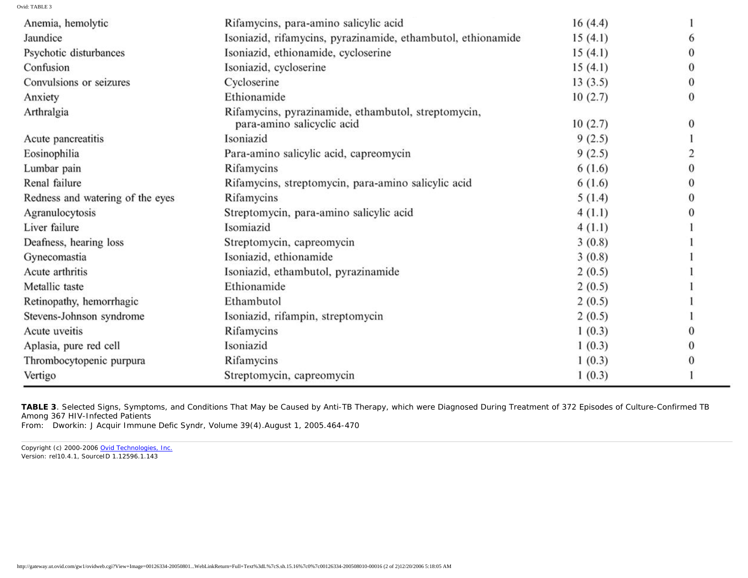| | | | |
|---|---|---|---|
| Anemia, hemolytic | Rifamycins, para-amino salicylic acid | 16 (4.4) | 1 |
| Jaundice | Isoniazid, rifamycins, pyrazinamide, ethambutol, ethionamide | 15 (4.1) | 6 |
| Psychotic disturbances | Isoniazid, ethionamide, cycloserine | 15 (4.1) | 0 |
| Confusion | Isoniazid, cycloserine | 15 (4.1) | 0 |
| Convulsions or seizures | Cycloserine | 13 (3.5) | 0 |
| Anxiety | Ethionamide | 10 (2.7) | 0 |
| Arthralgia | Rifamycins, pyrazinamide, ethambutol, streptomycin, para-amino salicylic acid | 10 (2.7) | 0 |
| Acute pancreatitis | Isoniazid | 9 (2.5) | 1 |
| Eosinophilia | Para-amino salicylic acid, capreomycin | 9 (2.5) | 2 |
| Lumbar pain | Rifamycins | 6 (1.6) | 0 |
| Renal failure | Rifamycins, streptomycin, para-amino salicylic acid | 6 (1.6) | 0 |
| Redness and watering of the eyes | Rifamycins | 5 (1.4) | 0 |
| Agranulocytosis | Streptomycin, para-amino salicylic acid | 4 (1.1) | 0 |
| Liver failure | Isomiazid | 4 (1.1) | 1 |
| Deafness, hearing loss | Streptomycin, capreomycin | 3 (0.8) | 1 |
| Gynecomastia | Isoniazid, ethionamide | 3 (0.8) | 1 |
| Acute arthritis | Isoniazid, ethambutol, pyrazinamide | 2 (0.5) | 1 |
| Metallic taste | Ethionamide | 2 (0.5) | 1 |
| Retinopathy, hemorrhagic | Ethambutol | 2 (0.5) | 1 |
| Stevens-Johnson syndrome | Isoniazid, rifampin, streptomycin | 2 (0.5) | 1 |
| Acute uveitis | Rifamycins | 1 (0.3) | 0 |
| Aplasia, pure red cell | Isoniazid | 1 (0.3) | 0 |
| Thrombocytopenic purpura | Rifamycins | 1 (0.3) | 0 |
| Vertigo | Streptomycin, capreomycin | 1 (0.3) | 1 |

**TABLE 3**. Selected Signs, Symptoms, and Conditions That May be Caused by Anti-TB Therapy, which were Diagnosed During Treatment of 372 Episodes of Culture-Confirmed TB Among 367 HIV-Infected Patients
From: Dworkin: J Acquir Immune Defic Syndr, Volume 39(4).August 1, 2005.464-470

Copyright (c) 2000-2006 Ovid Technologies, Inc.
Version: rel10.4.1, SourceID 1.12596.1.143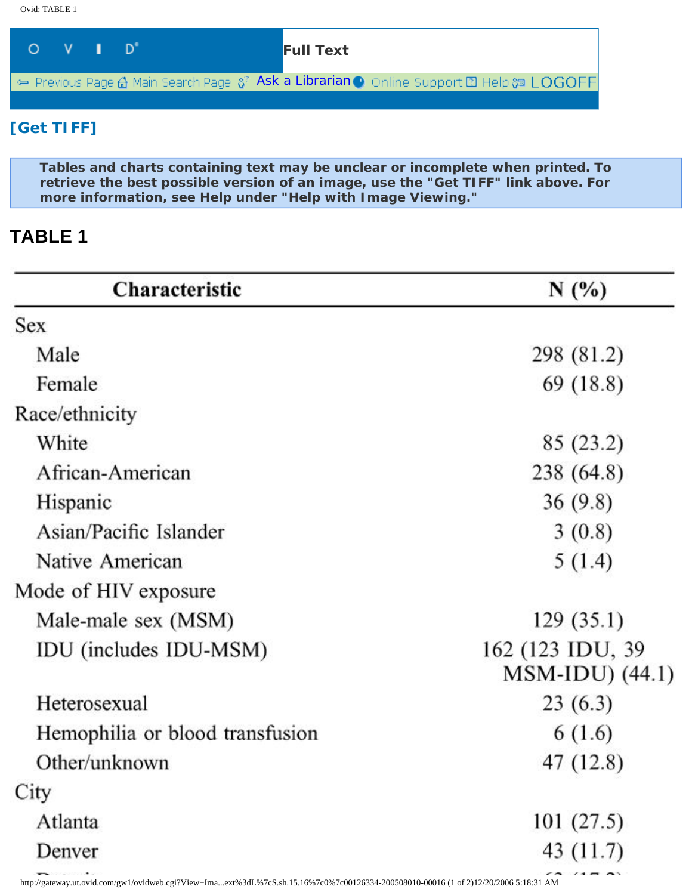[Get TIFF]

**Tables and charts containing text may be unclear or incomplete when printed. To retrieve the best possible version of an image, use the "Get TIFF" link above. For more information, see Help under "Help with Image Viewing."**

## TABLE 1

| Characteristic | N (%) |
|---|---|
| Sex | |
| Male | 298 (81.2) |
| Female | 69 (18.8) |
| Race/ethnicity | |
| White | 85 (23.2) |
| African-American | 238 (64.8) |
| Hispanic | 36 (9.8) |
| Asian/Pacific Islander | 3 (0.8) |
| Native American | 5 (1.4) |
| Mode of HIV exposure | |
| Male-male sex (MSM) | 129 (35.1) |
| IDU (includes IDU-MSM) | 162 (123 IDU, 39 MSM-IDU) (44.1) |
| Heterosexual | 23 (6.3) |
| Hemophilia or blood transfusion | 6 (1.6) |
| Other/unknown | 47 (12.8) |
| City | |
| Atlanta | 101 (27.5) |
| Denver | 43 (11.7) |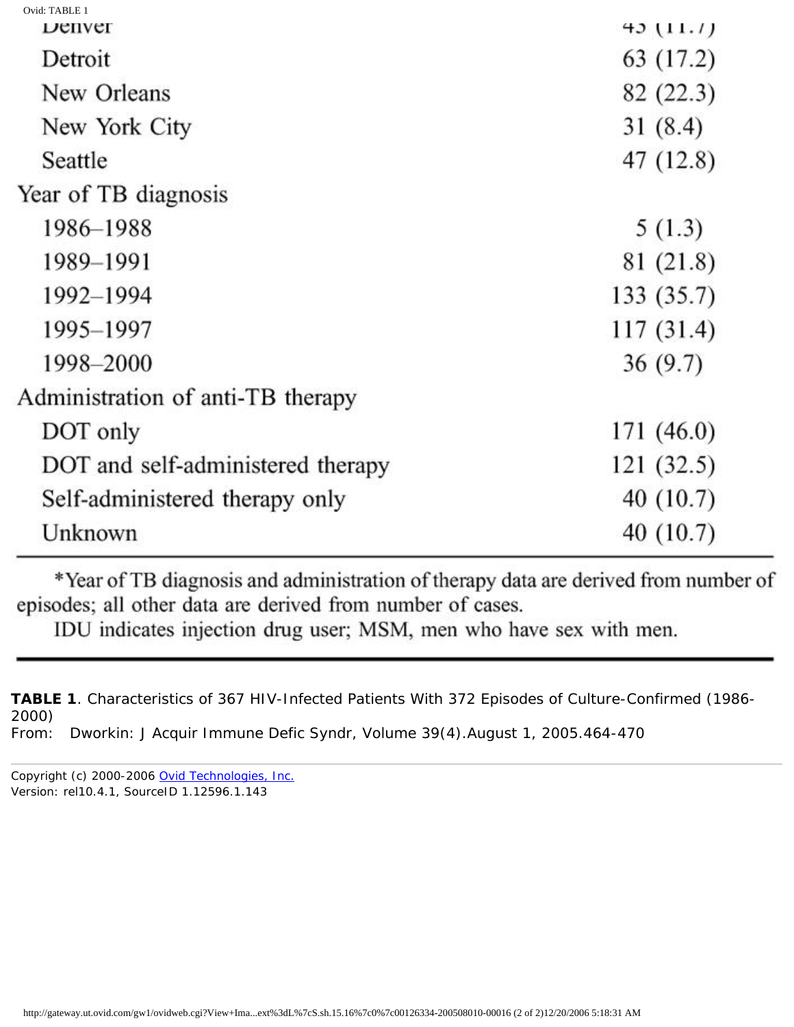| | |
|---|---|
| Denver | 43 (11.7) |
| Detroit | 63 (17.2) |
| New Orleans | 82 (22.3) |
| New York City | 31 (8.4) |
| Seattle | 47 (12.8) |
| Year of TB diagnosis | |
| 1986–1988 | 5 (1.3) |
| 1989–1991 | 81 (21.8) |
| 1992–1994 | 133 (35.7) |
| 1995–1997 | 117 (31.4) |
| 1998–2000 | 36 (9.7) |
| Administration of anti-TB therapy | |
| DOT only | 171 (46.0) |
| DOT and self-administered therapy | 121 (32.5) |
| Self-administered therapy only | 40 (10.7) |
| Unknown | 40 (10.7) |

*Year of TB diagnosis and administration of therapy data are derived from number of episodes; all other data are derived from number of cases.

IDU indicates injection drug user; MSM, men who have sex with men.

**TABLE 1**. Characteristics of 367 HIV-Infected Patients With 372 Episodes of Culture-Confirmed (1986-2000)

From: Dworkin: J Acquir Immune Defic Syndr, Volume 39(4).August 1, 2005.464-470

Copyright (c) 2000-2006 Ovid Technologies, Inc.
Version: rel10.4.1, SourceID 1.12596.1.143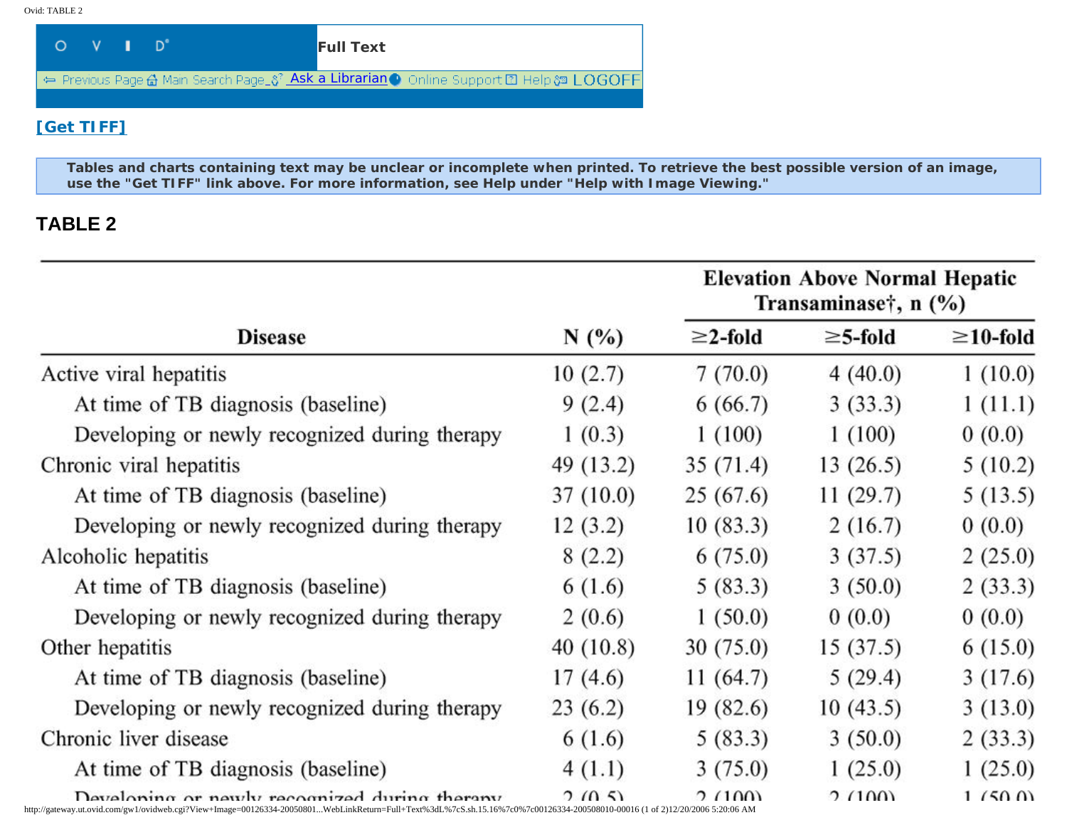[Get TIFF]

Tables and charts containing text may be unclear or incomplete when printed. To retrieve the best possible version of an image, use the "Get TIFF" link above. For more information, see Help under "Help with Image Viewing."

## TABLE 2

| Disease | N (%) | Elevation Above Normal Hepatic Transaminase†, n (%) | | |
|---|---|---|---|---|
| | | ≥2-fold | ≥5-fold | ≥10-fold |
| Active viral hepatitis | 10 (2.7) | 7 (70.0) | 4 (40.0) | 1 (10.0) |
| At time of TB diagnosis (baseline) | 9 (2.4) | 6 (66.7) | 3 (33.3) | 1 (11.1) |
| Developing or newly recognized during therapy | 1 (0.3) | 1 (100) | 1 (100) | 0 (0.0) |
| Chronic viral hepatitis | 49 (13.2) | 35 (71.4) | 13 (26.5) | 5 (10.2) |
| At time of TB diagnosis (baseline) | 37 (10.0) | 25 (67.6) | 11 (29.7) | 5 (13.5) |
| Developing or newly recognized during therapy | 12 (3.2) | 10 (83.3) | 2 (16.7) | 0 (0.0) |
| Alcoholic hepatitis | 8 (2.2) | 6 (75.0) | 3 (37.5) | 2 (25.0) |
| At time of TB diagnosis (baseline) | 6 (1.6) | 5 (83.3) | 3 (50.0) | 2 (33.3) |
| Developing or newly recognized during therapy | 2 (0.6) | 1 (50.0) | 0 (0.0) | 0 (0.0) |
| Other hepatitis | 40 (10.8) | 30 (75.0) | 15 (37.5) | 6 (15.0) |
| At time of TB diagnosis (baseline) | 17 (4.6) | 11 (64.7) | 5 (29.4) | 3 (17.6) |
| Developing or newly recognized during therapy | 23 (6.2) | 19 (82.6) | 10 (43.5) | 3 (13.0) |
| Chronic liver disease | 6 (1.6) | 5 (83.3) | 3 (50.0) | 2 (33.3) |
| At time of TB diagnosis (baseline) | 4 (1.1) | 3 (75.0) | 1 (25.0) | 1 (25.0) |
| Developing or newly recognized during therapy | 2 (0.5) | 2 (100) | 2 (100) | 1 (50.0) |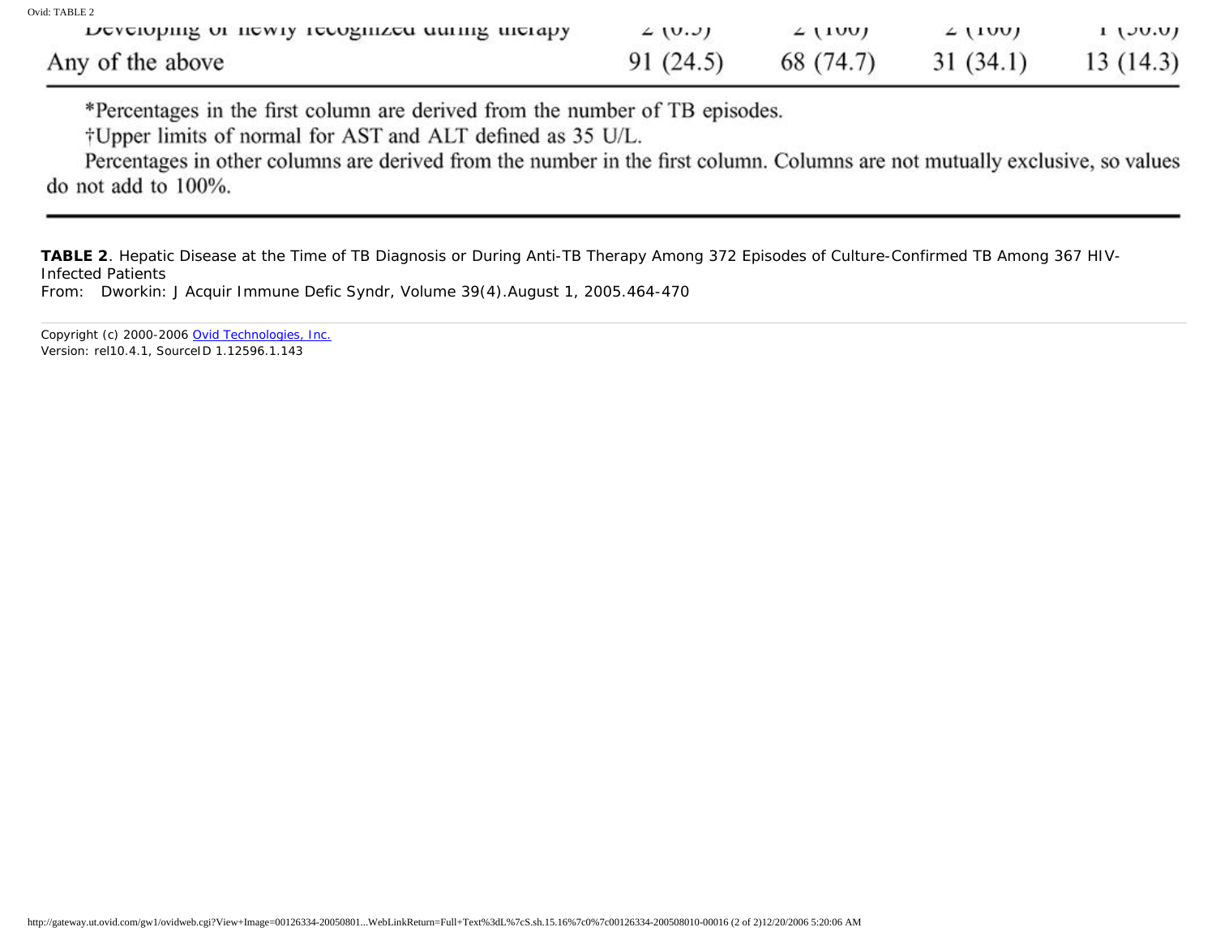| | | | | |
|---|---|---|---|---|
| Developing or newly recognized during therapy | 2 (0.5) | 2 (100) | 2 (100) | 1 (50.0) |
| Any of the above | 91 (24.5) | 68 (74.7) | 31 (34.1) | 13 (14.3) |

*Percentages in the first column are derived from the number of TB episodes.

†Upper limits of normal for AST and ALT defined as 35 U/L.

Percentages in other columns are derived from the number in the first column. Columns are not mutually exclusive, so values do not add to 100%.

**TABLE 2**. Hepatic Disease at the Time of TB Diagnosis or During Anti-TB Therapy Among 372 Episodes of Culture-Confirmed TB Among 367 HIV-Infected Patients

From: Dworkin: J Acquir Immune Defic Syndr, Volume 39(4).August 1, 2005.464-470

Copyright (c) 2000-2006 Ovid Technologies, Inc.

Version: rel10.4.1, SourceID 1.12596.1.143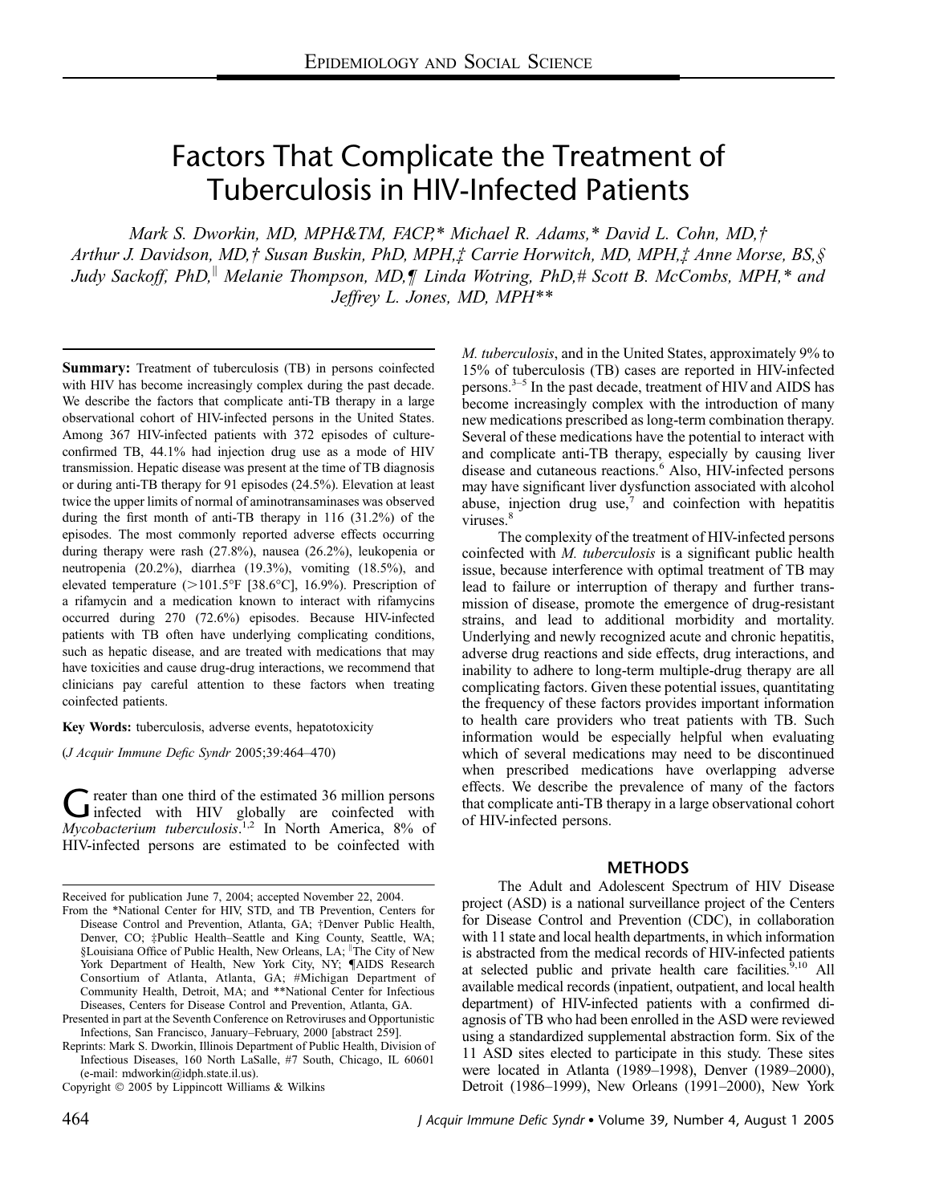# Factors That Complicate the Treatment of Tuberculosis in HIV-Infected Patients

*Mark S. Dworkin, MD, MPH&TM, FACP,\* Michael R. Adams,\* David L. Cohn, MD,† Arthur J. Davidson, MD,† Susan Buskin, PhD, MPH,‡ Carrie Horwitch, MD, MPH,‡ Anne Morse, BS,§ Judy Sackoff, PhD,‖ Melanie Thompson, MD,¶ Linda Wotring, PhD,# Scott B. McCombs, MPH,\* and Jeffrey L. Jones, MD, MPH\*\**

**Summary:** Treatment of tuberculosis (TB) in persons coinfected with HIV has become increasingly complex during the past decade. We describe the factors that complicate anti-TB therapy in a large observational cohort of HIV-infected persons in the United States. Among 367 HIV-infected patients with 372 episodes of culture-confirmed TB, 44.1% had injection drug use as a mode of HIV transmission. Hepatic disease was present at the time of TB diagnosis or during anti-TB therapy for 91 episodes (24.5%). Elevation at least twice the upper limits of normal of aminotransaminases was observed during the first month of anti-TB therapy in 116 (31.2%) of the episodes. The most commonly reported adverse effects occurring during therapy were rash (27.8%), nausea (26.2%), leukopenia or neutropenia (20.2%), diarrhea (19.3%), vomiting (18.5%), and elevated temperature (>101.5°F [38.6°C], 16.9%). Prescription of a rifamycin and a medication known to interact with rifamycins occurred during 270 (72.6%) episodes. Because HIV-infected patients with TB often have underlying complicating conditions, such as hepatic disease, and are treated with medications that may have toxicities and cause drug-drug interactions, we recommend that clinicians pay careful attention to these factors when treating coinfected patients.

**Key Words:** tuberculosis, adverse events, hepatotoxicity

(*J Acquir Immune Defic Syndr* 2005;39:464–470)

Greater than one third of the estimated 36 million persons infected with HIV globally are coinfected with *Mycobacterium tuberculosis*.[1,2] In North America, 8% of HIV-infected persons are estimated to be coinfected with *M. tuberculosis*, and in the United States, approximately 9% to 15% of tuberculosis (TB) cases are reported in HIV-infected persons.[3–5] In the past decade, treatment of HIV and AIDS has become increasingly complex with the introduction of many new medications prescribed as long-term combination therapy. Several of these medications have the potential to interact with and complicate anti-TB therapy, especially by causing liver disease and cutaneous reactions.[6] Also, HIV-infected persons may have significant liver dysfunction associated with alcohol abuse, injection drug use,[7] and coinfection with hepatitis viruses.[8]

The complexity of the treatment of HIV-infected persons coinfected with *M. tuberculosis* is a significant public health issue, because interference with optimal treatment of TB may lead to failure or interruption of therapy and further transmission of disease, promote the emergence of drug-resistant strains, and lead to additional morbidity and mortality. Underlying and newly recognized acute and chronic hepatitis, adverse drug reactions and side effects, drug interactions, and inability to adhere to long-term multiple-drug therapy are all complicating factors. Given these potential issues, quantitating the frequency of these factors provides important information to health care providers who treat patients with TB. Such information would be especially helpful when evaluating which of several medications may need to be discontinued when prescribed medications have overlapping adverse effects. We describe the prevalence of many of the factors that complicate anti-TB therapy in a large observational cohort of HIV-infected persons.

## METHODS

The Adult and Adolescent Spectrum of HIV Disease project (ASD) is a national surveillance project of the Centers for Disease Control and Prevention (CDC), in collaboration with 11 state and local health departments, in which information is abstracted from the medical records of HIV-infected patients at selected public and private health care facilities.[9,10] All available medical records (inpatient, outpatient, and local health department) of HIV-infected patients with a confirmed diagnosis of TB who had been enrolled in the ASD were reviewed using a standardized supplemental abstraction form. Six of the 11 ASD sites elected to participate in this study. These sites were located in Atlanta (1989–1998), Denver (1989–2000), Detroit (1986–1999), New Orleans (1991–2000), New York

---

Received for publication June 7, 2004; accepted November 22, 2004.

From the \*National Center for HIV, STD, and TB Prevention, Centers for Disease Control and Prevention, Atlanta, GA; †Denver Public Health, Denver, CO; ‡Public Health–Seattle and King County, Seattle, WA; §Louisiana Office of Public Health, New Orleans, LA; ‖The City of New York Department of Health, New York City, NY; ¶AIDS Research Consortium of Atlanta, Atlanta, GA; #Michigan Department of Community Health, Detroit, MA; and \*\*National Center for Infectious Diseases, Centers for Disease Control and Prevention, Atlanta, GA.

Presented in part at the Seventh Conference on Retroviruses and Opportunistic Infections, San Francisco, January–February, 2000 [abstract 259].

Reprints: Mark S. Dworkin, Illinois Department of Public Health, Division of Infectious Diseases, 160 North LaSalle, #7 South, Chicago, IL 60601 (e-mail: mdworkin@idph.state.il.us).

Copyright © 2005 by Lippincott Williams & Wilkins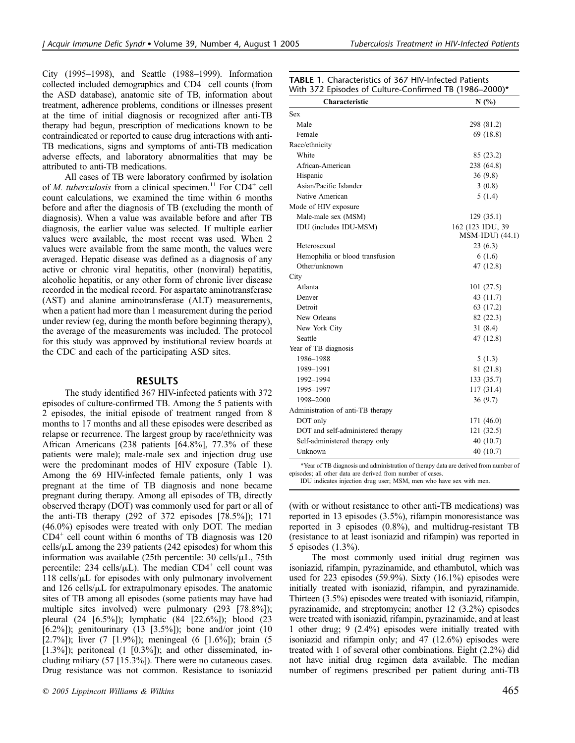City (1995–1998), and Seattle (1988–1999). Information collected included demographics and $CD4^+$ cell counts (from the ASD database), anatomic site of TB, information about treatment, adherence problems, conditions or illnesses present at the time of initial diagnosis or recognized after anti-TB therapy had begun, prescription of medications known to be contraindicated or reported to cause drug interactions with anti-TB medications, signs and symptoms of anti-TB medication adverse effects, and laboratory abnormalities that may be attributed to anti-TB medications.

All cases of TB were laboratory confirmed by isolation of *M. tuberculosis* from a clinical specimen.[11] For $CD4^+$ cell count calculations, we examined the time within 6 months before and after the diagnosis of TB (excluding the month of diagnosis). When a value was available before and after TB diagnosis, the earlier value was selected. If multiple earlier values were available, the most recent was used. When 2 values were available from the same month, the values were averaged. Hepatic disease was defined as a diagnosis of any active or chronic viral hepatitis, other (nonviral) hepatitis, alcoholic hepatitis, or any other form of chronic liver disease recorded in the medical record. For aspartate aminotransferase (AST) and alanine aminotransferase (ALT) measurements, when a patient had more than 1 measurement during the period under review (eg, during the month before beginning therapy), the average of the measurements was included. The protocol for this study was approved by institutional review boards at the CDC and each of the participating ASD sites.

## RESULTS

The study identified 367 HIV-infected patients with 372 episodes of culture-confirmed TB. Among the 5 patients with 2 episodes, the initial episode of treatment ranged from 8 months to 17 months and all these episodes were described as relapse or recurrence. The largest group by race/ethnicity was African Americans (238 patients [64.8%], 77.3% of these patients were male); male-male sex and injection drug use were the predominant modes of HIV exposure (Table 1). Among the 69 HIV-infected female patients, only 1 was pregnant at the time of TB diagnosis and none became pregnant during therapy. Among all episodes of TB, directly observed therapy (DOT) was commonly used for part or all of the anti-TB therapy (292 of 372 episodes [78.5%]); 171 (46.0%) episodes were treated with only DOT. The median $CD4^+$ cell count within 6 months of TB diagnosis was 120 cells/μL among the 239 patients (242 episodes) for whom this information was available (25th percentile: 30 cells/μL, 75th percentile: 234 cells/μL). The median $CD4^+$ cell count was 118 cells/μL for episodes with only pulmonary involvement and 126 cells/μL for extrapulmonary episodes. The anatomic sites of TB among all episodes (some patients may have had multiple sites involved) were pulmonary (293 [78.8%]); pleural (24 [6.5%]); lymphatic (84 [22.6%]); blood (23 [6.2%]); genitourinary (13 [3.5%]); bone and/or joint (10 [2.7%]); liver (7 [1.9%]); meningeal (6 [1.6%]); brain (5 [1.3%]); peritoneal (1 [0.3%]); and other disseminated, including miliary (57 [15.3%]). There were no cutaneous cases. Drug resistance was not common. Resistance to isoniazid (with or without resistance to other anti-TB medications) was reported in 13 episodes (3.5%), rifampin monoresistance was reported in 3 episodes (0.8%), and multidrug-resistant TB (resistance to at least isoniazid and rifampin) was reported in 5 episodes (1.3%).

The most commonly used initial drug regimen was isoniazid, rifampin, pyrazinamide, and ethambutol, which was used for 223 episodes (59.9%). Sixty (16.1%) episodes were initially treated with isoniazid, rifampin, and pyrazinamide. Thirteen (3.5%) episodes were treated with isoniazid, rifampin, pyrazinamide, and streptomycin; another 12 (3.2%) episodes were treated with isoniazid, rifampin, pyrazinamide, and at least 1 other drug; 9 (2.4%) episodes were initially treated with isoniazid and rifampin only; and 47 (12.6%) episodes were treated with 1 of several other combinations. Eight (2.2%) did not have initial drug regimen data available. The median number of regimens prescribed per patient during anti-TB

**TABLE 1.** Characteristics of 367 HIV-Infected Patients With 372 Episodes of Culture-Confirmed TB (1986–2000)*

| Characteristic | N (%) |
|---|---|
| Sex | |
| Male | 298 (81.2) |
| Female | 69 (18.8) |
| Race/ethnicity | |
| White | 85 (23.2) |
| African-American | 238 (64.8) |
| Hispanic | 36 (9.8) |
| Asian/Pacific Islander | 3 (0.8) |
| Native American | 5 (1.4) |
| Mode of HIV exposure | |
| Male-male sex (MSM) | 129 (35.1) |
| IDU (includes IDU-MSM) | 162 (123 IDU, 39 MSM-IDU) (44.1) |
| Heterosexual | 23 (6.3) |
| Hemophilia or blood transfusion | 6 (1.6) |
| Other/unknown | 47 (12.8) |
| City | |
| Atlanta | 101 (27.5) |
| Denver | 43 (11.7) |
| Detroit | 63 (17.2) |
| New Orleans | 82 (22.3) |
| New York City | 31 (8.4) |
| Seattle | 47 (12.8) |
| Year of TB diagnosis | |
| 1986–1988 | 5 (1.3) |
| 1989–1991 | 81 (21.8) |
| 1992–1994 | 133 (35.7) |
| 1995–1997 | 117 (31.4) |
| 1998–2000 | 36 (9.7) |
| Administration of anti-TB therapy | |
| DOT only | 171 (46.0) |
| DOT and self-administered therapy | 121 (32.5) |
| Self-administered therapy only | 40 (10.7) |
| Unknown | 40 (10.7) |

*Year of TB diagnosis and administration of therapy data are derived from number of episodes; all other data are derived from number of cases.

IDU indicates injection drug user; MSM, men who have sex with men.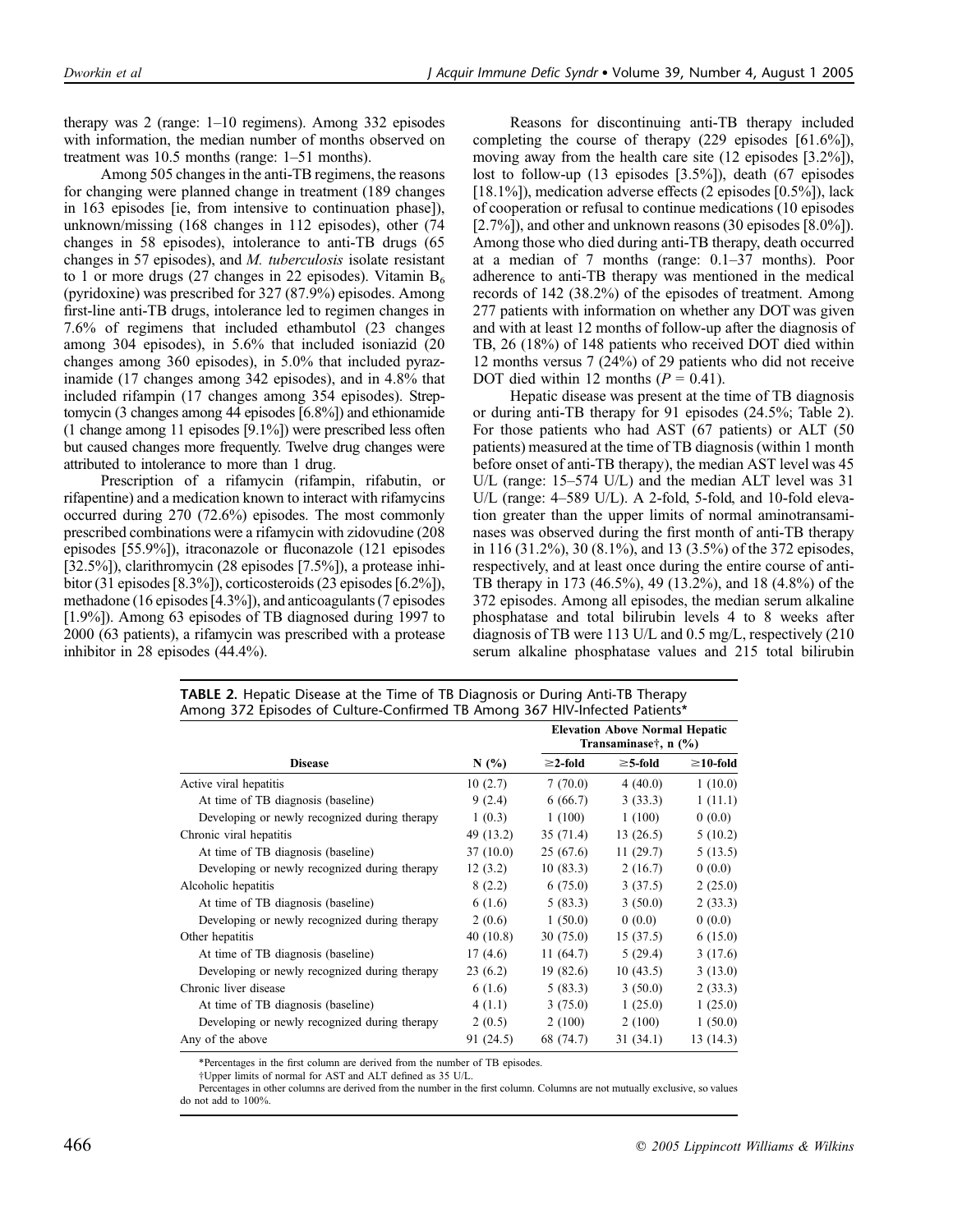therapy was 2 (range: 1–10 regimens). Among 332 episodes with information, the median number of months observed on treatment was 10.5 months (range: 1–51 months).

Among 505 changes in the anti-TB regimens, the reasons for changing were planned change in treatment (189 changes in 163 episodes [ie, from intensive to continuation phase]), unknown/missing (168 changes in 112 episodes), other (74 changes in 58 episodes), intolerance to anti-TB drugs (65 changes in 57 episodes), and *M. tuberculosis* isolate resistant to 1 or more drugs (27 changes in 22 episodes). Vitamin $B_6$ (pyridoxine) was prescribed for 327 (87.9%) episodes. Among first-line anti-TB drugs, intolerance led to regimen changes in 7.6% of regimens that included ethambutol (23 changes among 304 episodes), in 5.6% that included isoniazid (20 changes among 360 episodes), in 5.0% that included pyrazinamide (17 changes among 342 episodes), and in 4.8% that included rifampin (17 changes among 354 episodes). Streptomycin (3 changes among 44 episodes [6.8%]) and ethionamide (1 change among 11 episodes [9.1%]) were prescribed less often but caused changes more frequently. Twelve drug changes were attributed to intolerance to more than 1 drug.

Prescription of a rifamycin (rifampin, rifabutin, or rifapentine) and a medication known to interact with rifamycins occurred during 270 (72.6%) episodes. The most commonly prescribed combinations were a rifamycin with zidovudine (208 episodes [55.9%]), itraconazole or fluconazole (121 episodes [32.5%]), clarithromycin (28 episodes [7.5%]), a protease inhibitor (31 episodes [8.3%]), corticosteroids (23 episodes [6.2%]), methadone (16 episodes [4.3%]), and anticoagulants (7 episodes [1.9%]). Among 63 episodes of TB diagnosed during 1997 to 2000 (63 patients), a rifamycin was prescribed with a protease inhibitor in 28 episodes (44.4%).

Reasons for discontinuing anti-TB therapy included completing the course of therapy (229 episodes [61.6%]), moving away from the health care site (12 episodes [3.2%]), lost to follow-up (13 episodes [3.5%]), death (67 episodes [18.1%]), medication adverse effects (2 episodes [0.5%]), lack of cooperation or refusal to continue medications (10 episodes [2.7%]), and other and unknown reasons (30 episodes [8.0%]). Among those who died during anti-TB therapy, death occurred at a median of 7 months (range: 0.1–37 months). Poor adherence to anti-TB therapy was mentioned in the medical records of 142 (38.2%) of the episodes of treatment. Among 277 patients with information on whether any DOT was given and with at least 12 months of follow-up after the diagnosis of TB, 26 (18%) of 148 patients who received DOT died within 12 months versus 7 (24%) of 29 patients who did not receive DOT died within 12 months ($P = 0.41$).

Hepatic disease was present at the time of TB diagnosis or during anti-TB therapy for 91 episodes (24.5%; Table 2). For those patients who had AST (67 patients) or ALT (50 patients) measured at the time of TB diagnosis (within 1 month before onset of anti-TB therapy), the median AST level was 45 U/L (range: 15–574 U/L) and the median ALT level was 31 U/L (range: 4–589 U/L). A 2-fold, 5-fold, and 10-fold elevation greater than the upper limits of normal aminotransaminases was observed during the first month of anti-TB therapy in 116 (31.2%), 30 (8.1%), and 13 (3.5%) of the 372 episodes, respectively, and at least once during the entire course of anti-TB therapy in 173 (46.5%), 49 (13.2%), and 18 (4.8%) of the 372 episodes. Among all episodes, the median serum alkaline phosphatase and total bilirubin levels 4 to 8 weeks after diagnosis of TB were 113 U/L and 0.5 mg/L, respectively (210 serum alkaline phosphatase values and 215 total bilirubin

**TABLE 2.** Hepatic Disease at the Time of TB Diagnosis or During Anti-TB Therapy Among 372 Episodes of Culture-Confirmed TB Among 367 HIV-Infected Patients*

| Disease | N (%) | Elevation Above Normal Hepatic Transaminase†, n (%) | | |
|---|---|---|---|---|
| | | ≥2-fold | ≥5-fold | ≥10-fold |
| Active viral hepatitis | 10 (2.7) | 7 (70.0) | 4 (40.0) | 1 (10.0) |
| At time of TB diagnosis (baseline) | 9 (2.4) | 6 (66.7) | 3 (33.3) | 1 (11.1) |
| Developing or newly recognized during therapy | 1 (0.3) | 1 (100) | 1 (100) | 0 (0.0) |
| Chronic viral hepatitis | 49 (13.2) | 35 (71.4) | 13 (26.5) | 5 (10.2) |
| At time of TB diagnosis (baseline) | 37 (10.0) | 25 (67.6) | 11 (29.7) | 5 (13.5) |
| Developing or newly recognized during therapy | 12 (3.2) | 10 (83.3) | 2 (16.7) | 0 (0.0) |
| Alcoholic hepatitis | 8 (2.2) | 6 (75.0) | 3 (37.5) | 2 (25.0) |
| At time of TB diagnosis (baseline) | 6 (1.6) | 5 (83.3) | 3 (50.0) | 2 (33.3) |
| Developing or newly recognized during therapy | 2 (0.6) | 1 (50.0) | 0 (0.0) | 0 (0.0) |
| Other hepatitis | 40 (10.8) | 30 (75.0) | 15 (37.5) | 6 (15.0) |
| At time of TB diagnosis (baseline) | 17 (4.6) | 11 (64.7) | 5 (29.4) | 3 (17.6) |
| Developing or newly recognized during therapy | 23 (6.2) | 19 (82.6) | 10 (43.5) | 3 (13.0) |
| Chronic liver disease | 6 (1.6) | 5 (83.3) | 3 (50.0) | 2 (33.3) |
| At time of TB diagnosis (baseline) | 4 (1.1) | 3 (75.0) | 1 (25.0) | 1 (25.0) |
| Developing or newly recognized during therapy | 2 (0.5) | 2 (100) | 2 (100) | 1 (50.0) |
| Any of the above | 91 (24.5) | 68 (74.7) | 31 (34.1) | 13 (14.3) |

*Percentages in the first column are derived from the number of TB episodes.

†Upper limits of normal for AST and ALT defined as 35 U/L.

Percentages in other columns are derived from the number in the first column. Columns are not mutually exclusive, so values do not add to 100%.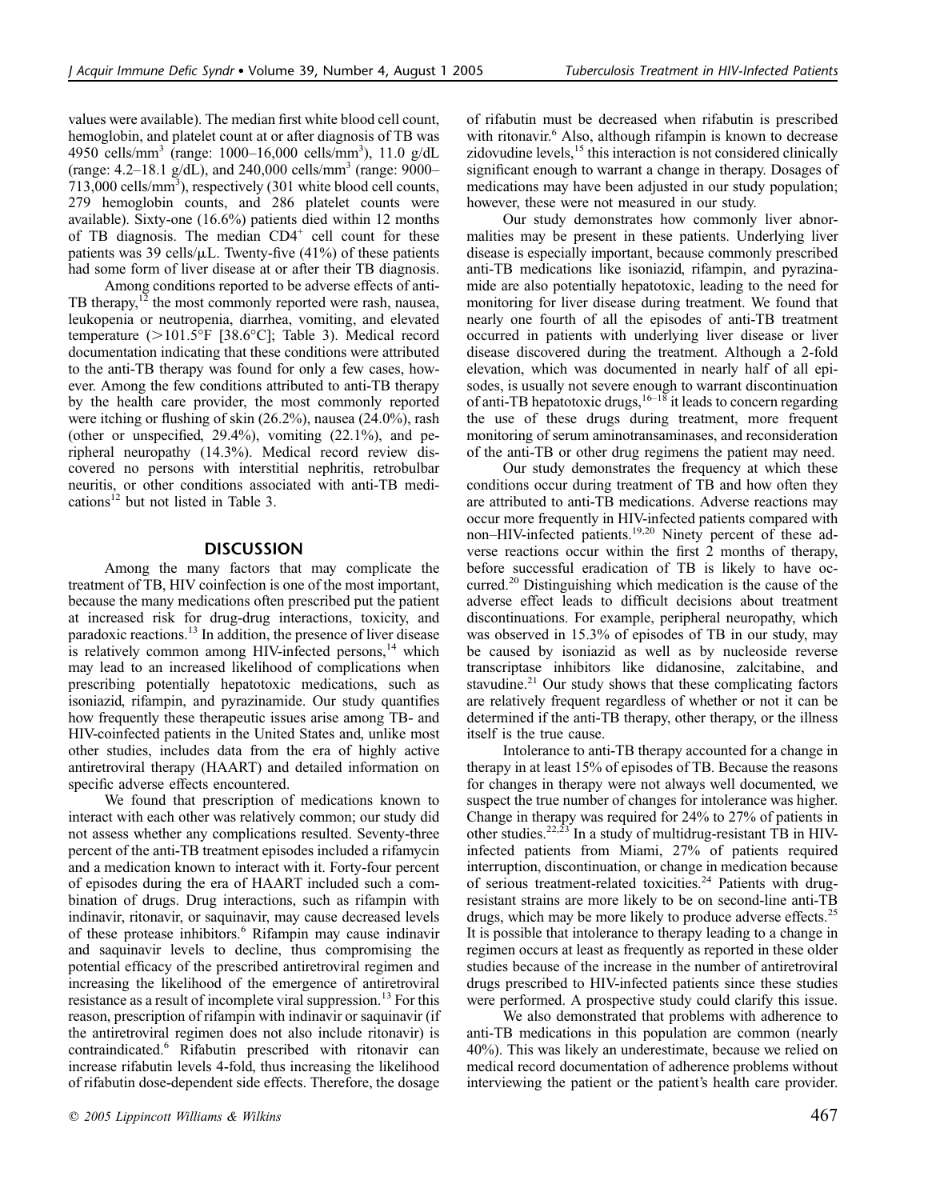values were available). The median first white blood cell count, hemoglobin, and platelet count at or after diagnosis of TB was 4950 cells/mm$^3$ (range: 1000–16,000 cells/mm$^3$), 11.0 g/dL (range: 4.2–18.1 g/dL), and 240,000 cells/mm$^3$ (range: 9000–713,000 cells/mm$^3$), respectively (301 white blood cell counts, 279 hemoglobin counts, and 286 platelet counts were available). Sixty-one (16.6%) patients died within 12 months of TB diagnosis. The median CD4$^+$ cell count for these patients was 39 cells/μL. Twenty-five (41%) of these patients had some form of liver disease at or after their TB diagnosis.

Among conditions reported to be adverse effects of anti-TB therapy,[12] the most commonly reported were rash, nausea, leukopenia or neutropenia, diarrhea, vomiting, and elevated temperature (>101.5°F [38.6°C]; Table 3). Medical record documentation indicating that these conditions were attributed to the anti-TB therapy was found for only a few cases, however. Among the few conditions attributed to anti-TB therapy by the health care provider, the most commonly reported were itching or flushing of skin (26.2%), nausea (24.0%), rash (other or unspecified, 29.4%), vomiting (22.1%), and peripheral neuropathy (14.3%). Medical record review discovered no persons with interstitial nephritis, retrobulbar neuritis, or other conditions associated with anti-TB medications[12] but not listed in Table 3.

## DISCUSSION

Among the many factors that may complicate the treatment of TB, HIV coinfection is one of the most important, because the many medications often prescribed put the patient at increased risk for drug-drug interactions, toxicity, and paradoxic reactions.[13] In addition, the presence of liver disease is relatively common among HIV-infected persons,[14] which may lead to an increased likelihood of complications when prescribing potentially hepatotoxic medications, such as isoniazid, rifampin, and pyrazinamide. Our study quantifies how frequently these therapeutic issues arise among TB- and HIV-coinfected patients in the United States and, unlike most other studies, includes data from the era of highly active antiretroviral therapy (HAART) and detailed information on specific adverse effects encountered.

We found that prescription of medications known to interact with each other was relatively common; our study did not assess whether any complications resulted. Seventy-three percent of the anti-TB treatment episodes included a rifamycin and a medication known to interact with it. Forty-four percent of episodes during the era of HAART included such a combination of drugs. Drug interactions, such as rifampin with indinavir, ritonavir, or saquinavir, may cause decreased levels of these protease inhibitors.[6] Rifampin may cause indinavir and saquinavir levels to decline, thus compromising the potential efficacy of the prescribed antiretroviral regimen and increasing the likelihood of the emergence of antiretroviral resistance as a result of incomplete viral suppression.[13] For this reason, prescription of rifampin with indinavir or saquinavir (if the antiretroviral regimen does not also include ritonavir) is contraindicated.[6] Rifabutin prescribed with ritonavir can increase rifabutin levels 4-fold, thus increasing the likelihood of rifabutin dose-dependent side effects. Therefore, the dosage of rifabutin must be decreased when rifabutin is prescribed with ritonavir.[6] Also, although rifampin is known to decrease zidovudine levels,[15] this interaction is not considered clinically significant enough to warrant a change in therapy. Dosages of medications may have been adjusted in our study population; however, these were not measured in our study.

Our study demonstrates how commonly liver abnormalities may be present in these patients. Underlying liver disease is especially important, because commonly prescribed anti-TB medications like isoniazid, rifampin, and pyrazinamide are also potentially hepatotoxic, leading to the need for monitoring for liver disease during treatment. We found that nearly one fourth of all the episodes of anti-TB treatment occurred in patients with underlying liver disease or liver disease discovered during the treatment. Although a 2-fold elevation, which was documented in nearly half of all episodes, is usually not severe enough to warrant discontinuation of anti-TB hepatotoxic drugs,[16–18] it leads to concern regarding the use of these drugs during treatment, more frequent monitoring of serum aminotransaminases, and reconsideration of the anti-TB or other drug regimens the patient may need.

Our study demonstrates the frequency at which these conditions occur during treatment of TB and how often they are attributed to anti-TB medications. Adverse reactions may occur more frequently in HIV-infected patients compared with non–HIV-infected patients.[19,20] Ninety percent of these adverse reactions occur within the first 2 months of therapy, before successful eradication of TB is likely to have occurred.[20] Distinguishing which medication is the cause of the adverse effect leads to difficult decisions about treatment discontinuations. For example, peripheral neuropathy, which was observed in 15.3% of episodes of TB in our study, may be caused by isoniazid as well as by nucleoside reverse transcriptase inhibitors like didanosine, zalcitabine, and stavudine.[21] Our study shows that these complicating factors are relatively frequent regardless of whether or not it can be determined if the anti-TB therapy, other therapy, or the illness itself is the true cause.

Intolerance to anti-TB therapy accounted for a change in therapy in at least 15% of episodes of TB. Because the reasons for changes in therapy were not always well documented, we suspect the true number of changes for intolerance was higher. Change in therapy was required for 24% to 27% of patients in other studies.[22,23] In a study of multidrug-resistant TB in HIV-infected patients from Miami, 27% of patients required interruption, discontinuation, or change in medication because of serious treatment-related toxicities.[24] Patients with drug-resistant strains are more likely to be on second-line anti-TB drugs, which may be more likely to produce adverse effects.[25] It is possible that intolerance to therapy leading to a change in regimen occurs at least as frequently as reported in these older studies because of the increase in the number of antiretroviral drugs prescribed to HIV-infected patients since these studies were performed. A prospective study could clarify this issue.

We also demonstrated that problems with adherence to anti-TB medications in this population are common (nearly 40%). This was likely an underestimate, because we relied on medical record documentation of adherence problems without interviewing the patient or the patient's health care provider.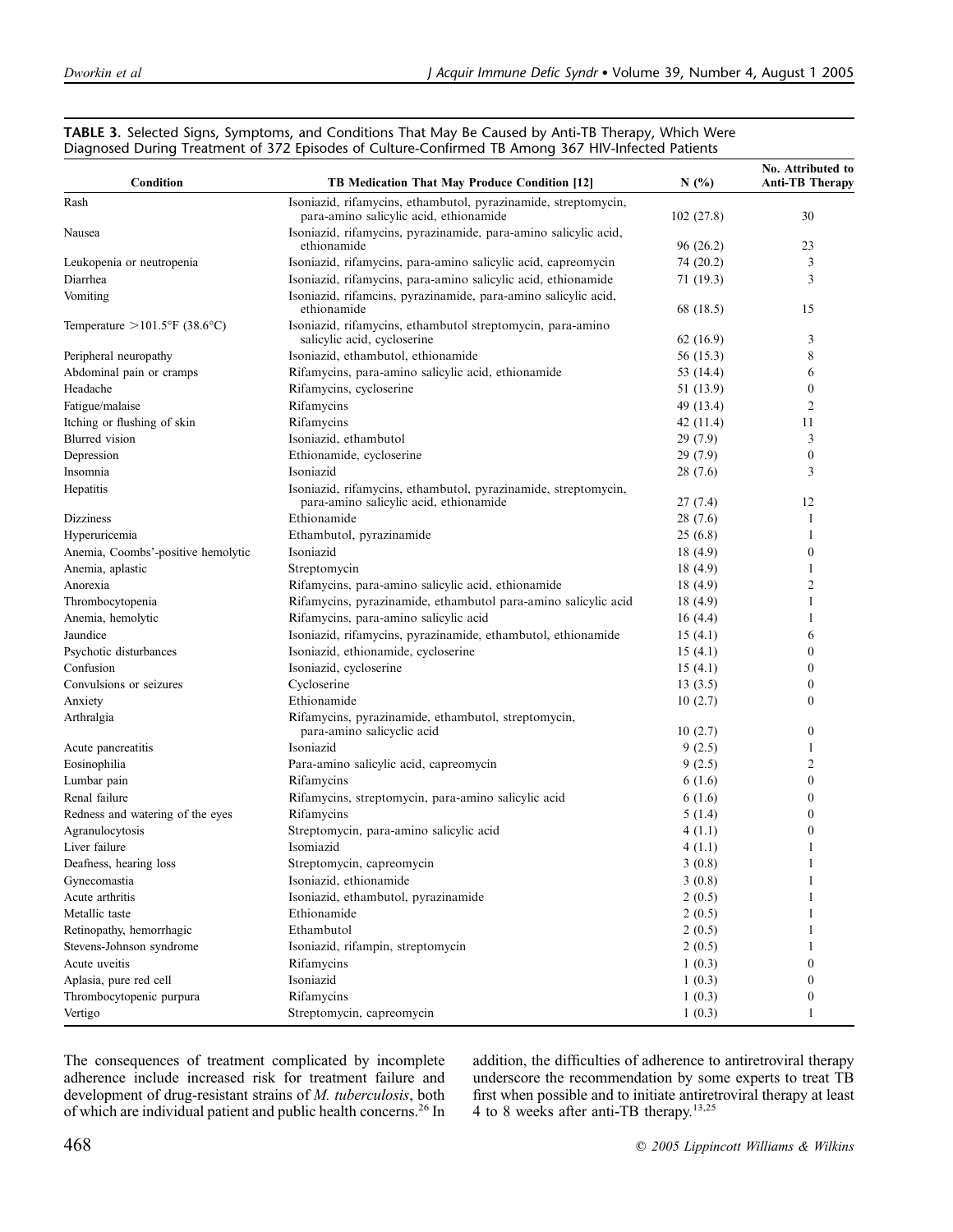**TABLE 3.** Selected Signs, Symptoms, and Conditions That May Be Caused by Anti-TB Therapy, Which Were Diagnosed During Treatment of 372 Episodes of Culture-Confirmed TB Among 367 HIV-Infected Patients

| Condition | TB Medication That May Produce Condition [12] | N (%) | No. Attributed to Anti-TB Therapy |
|---|---|---|---|
| Rash | Isoniazid, rifamycins, ethambutol, pyrazinamide, streptomycin, para-amino salicylic acid, ethionamide | 102 (27.8) | 30 |
| Nausea | Isoniazid, rifamycins, pyrazinamide, para-amino salicylic acid, ethionamide | 96 (26.2) | 23 |
| Leukopenia or neutropenia | Isoniazid, rifamycins, para-amino salicylic acid, capreomycin | 74 (20.2) | 3 |
| Diarrhea | Isoniazid, rifamycins, para-amino salicylic acid, ethionamide | 71 (19.3) | 3 |
| Vomiting | Isoniazid, rifamcins, pyrazinamide, para-amino salicylic acid, ethionamide | 68 (18.5) | 15 |
| Temperature >101.5°F (38.6°C) | Isoniazid, rifamycins, ethambutol streptomycin, para-amino salicylic acid, cycloserine | 62 (16.9) | 3 |
| Peripheral neuropathy | Isoniazid, ethambutol, ethionamide | 56 (15.3) | 8 |
| Abdominal pain or cramps | Rifamycins, para-amino salicylic acid, ethionamide | 53 (14.4) | 6 |
| Headache | Rifamycins, cycloserine | 51 (13.9) | 0 |
| Fatigue/malaise | Rifamycins | 49 (13.4) | 2 |
| Itching or flushing of skin | Rifamycins | 42 (11.4) | 11 |
| Blurred vision | Isoniazid, ethambutol | 29 (7.9) | 3 |
| Depression | Ethionamide, cycloserine | 29 (7.9) | 0 |
| Insomnia | Isoniazid | 28 (7.6) | 3 |
| Hepatitis | Isoniazid, rifamycins, ethambutol, pyrazinamide, streptomycin, para-amino salicylic acid, ethionamide | 27 (7.4) | 12 |
| Dizziness | Ethionamide | 28 (7.6) | 1 |
| Hyperuricemia | Ethambutol, pyrazinamide | 25 (6.8) | 1 |
| Anemia, Coombs'-positive hemolytic | Isoniazid | 18 (4.9) | 0 |
| Anemia, aplastic | Streptomycin | 18 (4.9) | 1 |
| Anorexia | Rifamycins, para-amino salicylic acid, ethionamide | 18 (4.9) | 2 |
| Thrombocytopenia | Rifamycins, pyrazinamide, ethambutol para-amino salicylic acid | 18 (4.9) | 1 |
| Anemia, hemolytic | Rifamycins, para-amino salicylic acid | 16 (4.4) | 1 |
| Jaundice | Isoniazid, rifamycins, pyrazinamide, ethambutol, ethionamide | 15 (4.1) | 6 |
| Psychotic disturbances | Isoniazid, ethionamide, cycloserine | 15 (4.1) | 0 |
| Confusion | Isoniazid, cycloserine | 15 (4.1) | 0 |
| Convulsions or seizures | Cycloserine | 13 (3.5) | 0 |
| Anxiety | Ethionamide | 10 (2.7) | 0 |
| Arthralgia | Rifamycins, pyrazinamide, ethambutol, streptomycin, para-amino salicyclic acid | 10 (2.7) | 0 |
| Acute pancreatitis | Isoniazid | 9 (2.5) | 1 |
| Eosinophilia | Para-amino salicylic acid, capreomycin | 9 (2.5) | 2 |
| Lumbar pain | Rifamycins | 6 (1.6) | 0 |
| Renal failure | Rifamycins, streptomycin, para-amino salicylic acid | 6 (1.6) | 0 |
| Redness and watering of the eyes | Rifamycins | 5 (1.4) | 0 |
| Agranulocytosis | Streptomycin, para-amino salicylic acid | 4 (1.1) | 0 |
| Liver failure | Isomiazid | 4 (1.1) | 1 |
| Deafness, hearing loss | Streptomycin, capreomycin | 3 (0.8) | 1 |
| Gynecomastia | Isoniazid, ethionamide | 3 (0.8) | 1 |
| Acute arthritis | Isoniazid, ethambutol, pyrazinamide | 2 (0.5) | 1 |
| Metallic taste | Ethionamide | 2 (0.5) | 1 |
| Retinopathy, hemorrhagic | Ethambutol | 2 (0.5) | 1 |
| Stevens-Johnson syndrome | Isoniazid, rifampin, streptomycin | 2 (0.5) | 1 |
| Acute uveitis | Rifamycins | 1 (0.3) | 0 |
| Aplasia, pure red cell | Isoniazid | 1 (0.3) | 0 |
| Thrombocytopenic purpura | Rifamycins | 1 (0.3) | 0 |
| Vertigo | Streptomycin, capreomycin | 1 (0.3) | 1 |

The consequences of treatment complicated by incomplete adherence include increased risk for treatment failure and development of drug-resistant strains of *M. tuberculosis*, both of which are individual patient and public health concerns.[26] In addition, the difficulties of adherence to antiretroviral therapy underscore the recommendation by some experts to treat TB first when possible and to initiate antiretroviral therapy at least 4 to 8 weeks after anti-TB therapy.[13,25]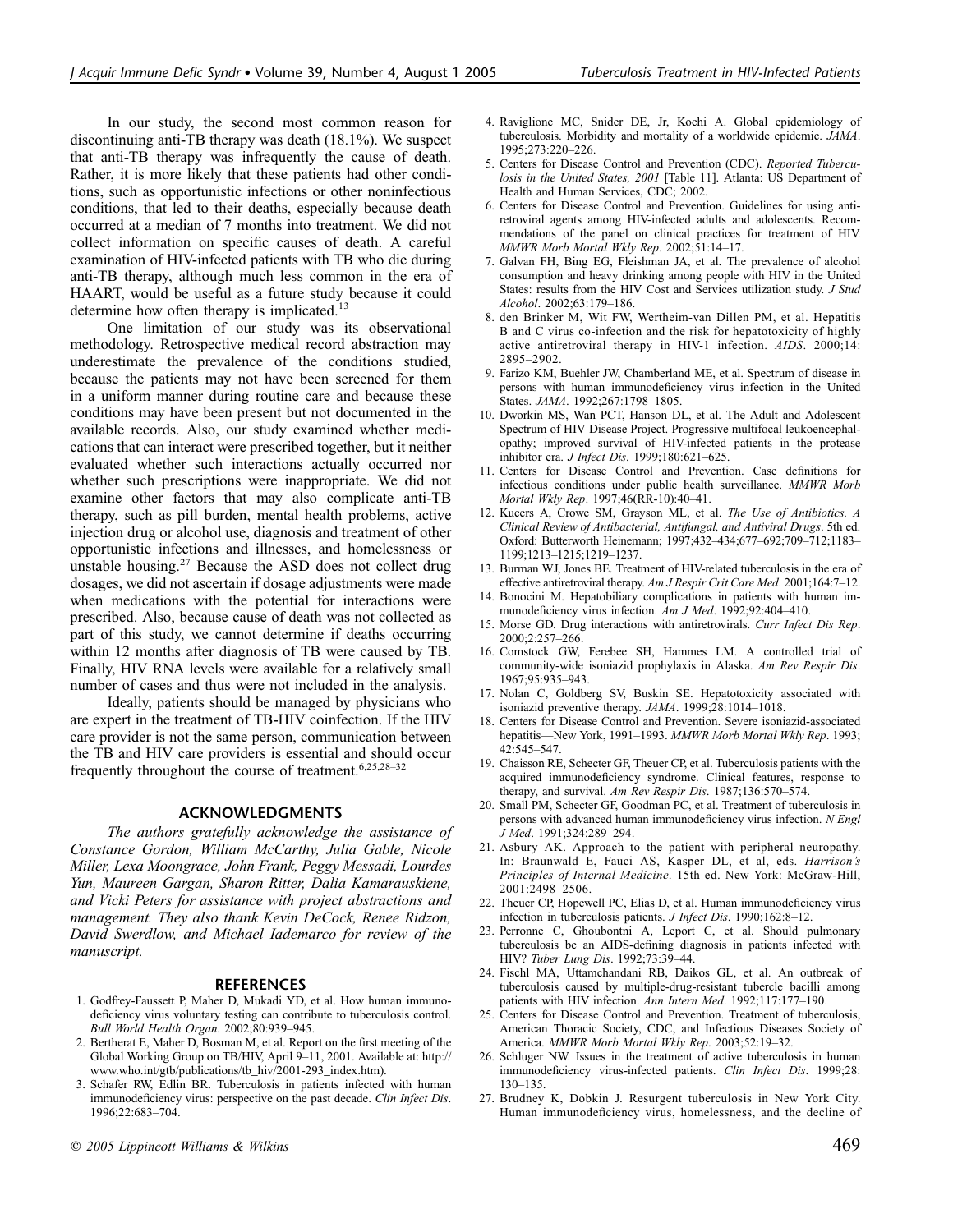In our study, the second most common reason for discontinuing anti-TB therapy was death (18.1%). We suspect that anti-TB therapy was infrequently the cause of death. Rather, it is more likely that these patients had other conditions, such as opportunistic infections or other noninfectious conditions, that led to their deaths, especially because death occurred at a median of 7 months into treatment. We did not collect information on specific causes of death. A careful examination of HIV-infected patients with TB who die during anti-TB therapy, although much less common in the era of HAART, would be useful as a future study because it could determine how often therapy is implicated.[13]

One limitation of our study was its observational methodology. Retrospective medical record abstraction may underestimate the prevalence of the conditions studied, because the patients may not have been screened for them in a uniform manner during routine care and because these conditions may have been present but not documented in the available records. Also, our study examined whether medications that can interact were prescribed together, but it neither evaluated whether such interactions actually occurred nor whether such prescriptions were inappropriate. We did not examine other factors that may also complicate anti-TB therapy, such as pill burden, mental health problems, active injection drug or alcohol use, diagnosis and treatment of other opportunistic infections and illnesses, and homelessness or unstable housing.[27] Because the ASD does not collect drug dosages, we did not ascertain if dosage adjustments were made when medications with the potential for interactions were prescribed. Also, because cause of death was not collected as part of this study, we cannot determine if deaths occurring within 12 months after diagnosis of TB were caused by TB. Finally, HIV RNA levels were available for a relatively small number of cases and thus were not included in the analysis.

Ideally, patients should be managed by physicians who are expert in the treatment of TB-HIV coinfection. If the HIV care provider is not the same person, communication between the TB and HIV care providers is essential and should occur frequently throughout the course of treatment.[6,25,28–32]

## ACKNOWLEDGMENTS

*The authors gratefully acknowledge the assistance of Constance Gordon, William McCarthy, Julia Gable, Nicole Miller, Lexa Moongrace, John Frank, Peggy Messadi, Lourdes Yun, Maureen Gargan, Sharon Ritter, Dalia Kamarauskiene, and Vicki Peters for assistance with project abstractions and management. They also thank Kevin DeCock, Renee Ridzon, David Swerdlow, and Michael Iademarco for review of the manuscript.*

## REFERENCES

1. Godfrey-Faussett P, Maher D, Mukadi YD, et al. How human immunodeficiency virus voluntary testing can contribute to tuberculosis control. *Bull World Health Organ*. 2002;80:939–945.
2. Bertherat E, Maher D, Bosman M, et al. Report on the first meeting of the Global Working Group on TB/HIV, April 9–11, 2001. Available at: http://www.who.int/gtb/publications/tb_hiv/2001-293_index.htm).
3. Schafer RW, Edlin BR. Tuberculosis in patients infected with human immunodeficiency virus: perspective on the past decade. *Clin Infect Dis*. 1996;22:683–704.
4. Raviglione MC, Snider DE, Jr, Kochi A. Global epidemiology of tuberculosis. Morbidity and mortality of a worldwide epidemic. *JAMA*. 1995;273:220–226.
5. Centers for Disease Control and Prevention (CDC). *Reported Tuberculosis in the United States, 2001* [Table 11]. Atlanta: US Department of Health and Human Services, CDC; 2002.
6. Centers for Disease Control and Prevention. Guidelines for using antiretroviral agents among HIV-infected adults and adolescents. Recommendations of the panel on clinical practices for treatment of HIV. *MMWR Morb Mortal Wkly Rep*. 2002;51:14–17.
7. Galvan FH, Bing EG, Fleishman JA, et al. The prevalence of alcohol consumption and heavy drinking among people with HIV in the United States: results from the HIV Cost and Services utilization study. *J Stud Alcohol*. 2002;63:179–186.
8. den Brinker M, Wit FW, Wertheim-van Dillen PM, et al. Hepatitis B and C virus co-infection and the risk for hepatotoxicity of highly active antiretroviral therapy in HIV-1 infection. *AIDS*. 2000;14: 2895–2902.
9. Farizo KM, Buehler JW, Chamberland ME, et al. Spectrum of disease in persons with human immunodeficiency virus infection in the United States. *JAMA*. 1992;267:1798–1805.
10. Dworkin MS, Wan PCT, Hanson DL, et al. The Adult and Adolescent Spectrum of HIV Disease Project. Progressive multifocal leukoencephalopathy; improved survival of HIV-infected patients in the protease inhibitor era. *J Infect Dis*. 1999;180:621–625.
11. Centers for Disease Control and Prevention. Case definitions for infectious conditions under public health surveillance. *MMWR Morb Mortal Wkly Rep*. 1997;46(RR-10):40–41.
12. Kucers A, Crowe SM, Grayson ML, et al. *The Use of Antibiotics. A Clinical Review of Antibacterial, Antifungal, and Antiviral Drugs*. 5th ed. Oxford: Butterworth Heinemann; 1997;432–434;677–692;709–712;1183–1199;1213–1215;1219–1237.
13. Burman WJ, Jones BE. Treatment of HIV-related tuberculosis in the era of effective antiretroviral therapy. *Am J Respir Crit Care Med*. 2001;164:7–12.
14. Bonocini M. Hepatobiliary complications in patients with human immunodeficiency virus infection. *Am J Med*. 1992;92:404–410.
15. Morse GD. Drug interactions with antiretrovirals. *Curr Infect Dis Rep*. 2000;2:257–266.
16. Comstock GW, Ferebee SH, Hammes LM. A controlled trial of community-wide isoniazid prophylaxis in Alaska. *Am Rev Respir Dis*. 1967;95:935–943.
17. Nolan C, Goldberg SV, Buskin SE. Hepatotoxicity associated with isoniazid preventive therapy. *JAMA*. 1999;28:1014–1018.
18. Centers for Disease Control and Prevention. Severe isoniazid-associated hepatitis—New York, 1991–1993. *MMWR Morb Mortal Wkly Rep*. 1993; 42:545–547.
19. Chaisson RE, Schecter GF, Theuer CP, et al. Tuberculosis patients with the acquired immunodeficiency syndrome. Clinical features, response to therapy, and survival. *Am Rev Respir Dis*. 1987;136:570–574.
20. Small PM, Schecter GF, Goodman PC, et al. Treatment of tuberculosis in persons with advanced human immunodeficiency virus infection. *N Engl J Med*. 1991;324:289–294.
21. Asbury AK. Approach to the patient with peripheral neuropathy. In: Braunwald E, Fauci AS, Kasper DL, et al, eds. *Harrison's Principles of Internal Medicine*. 15th ed. New York: McGraw-Hill, 2001:2498–2506.
22. Theuer CP, Hopewell PC, Elias D, et al. Human immunodeficiency virus infection in tuberculosis patients. *J Infect Dis*. 1990;162:8–12.
23. Perronne C, Ghoubontni A, Leport C, et al. Should pulmonary tuberculosis be an AIDS-defining diagnosis in patients infected with HIV? *Tuber Lung Dis*. 1992;73:39–44.
24. Fischl MA, Uttamchandani RB, Daikos GL, et al. An outbreak of tuberculosis caused by multiple-drug-resistant tubercle bacilli among patients with HIV infection. *Ann Intern Med*. 1992;117:177–190.
25. Centers for Disease Control and Prevention. Treatment of tuberculosis, American Thoracic Society, CDC, and Infectious Diseases Society of America. *MMWR Morb Mortal Wkly Rep*. 2003;52:19–32.
26. Schluger NW. Issues in the treatment of active tuberculosis in human immunodeficiency virus-infected patients. *Clin Infect Dis*. 1999;28: 130–135.
27. Brudney K, Dobkin J. Resurgent tuberculosis in New York City. Human immunodeficiency virus, homelessness, and the decline of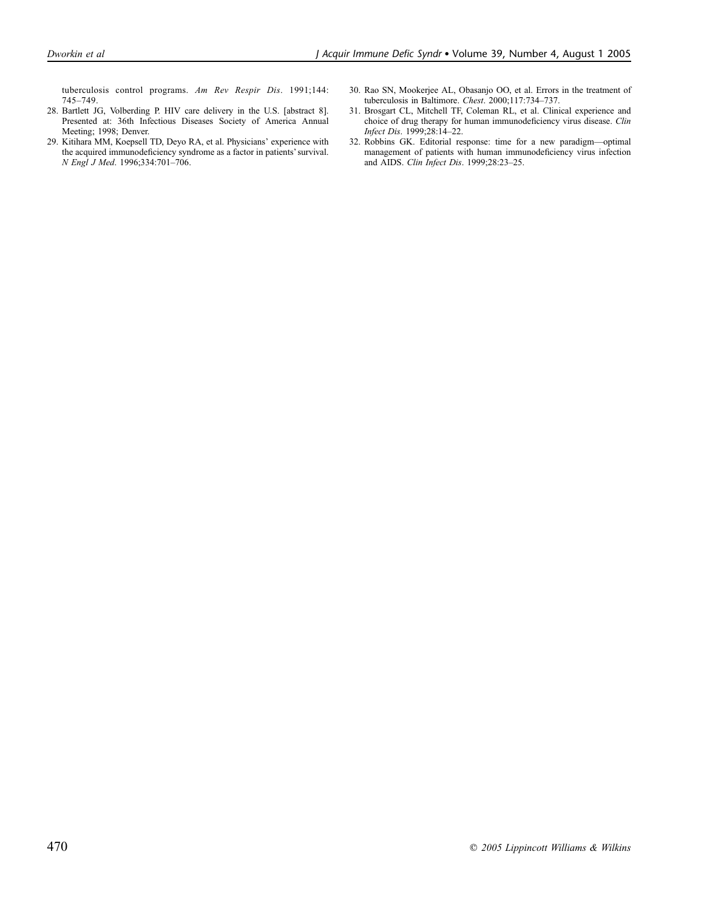tuberculosis control programs. *Am Rev Respir Dis*. 1991;144: 745–749.

28. Bartlett JG, Volberding P. HIV care delivery in the U.S. [abstract 8]. Presented at: 36th Infectious Diseases Society of America Annual Meeting; 1998; Denver.
29. Kitihara MM, Koepsell TD, Deyo RA, et al. Physicians' experience with the acquired immunodeficiency syndrome as a factor in patients' survival. *N Engl J Med*. 1996;334:701–706.
30. Rao SN, Mookerjee AL, Obasanjo OO, et al. Errors in the treatment of tuberculosis in Baltimore. *Chest*. 2000;117:734–737.
31. Brosgart CL, Mitchell TF, Coleman RL, et al. Clinical experience and choice of drug therapy for human immunodeficiency virus disease. *Clin Infect Dis*. 1999;28:14–22.
32. Robbins GK. Editorial response: time for a new paradigm—optimal management of patients with human immunodeficiency virus infection and AIDS. *Clin Infect Dis*. 1999;28:23–25.